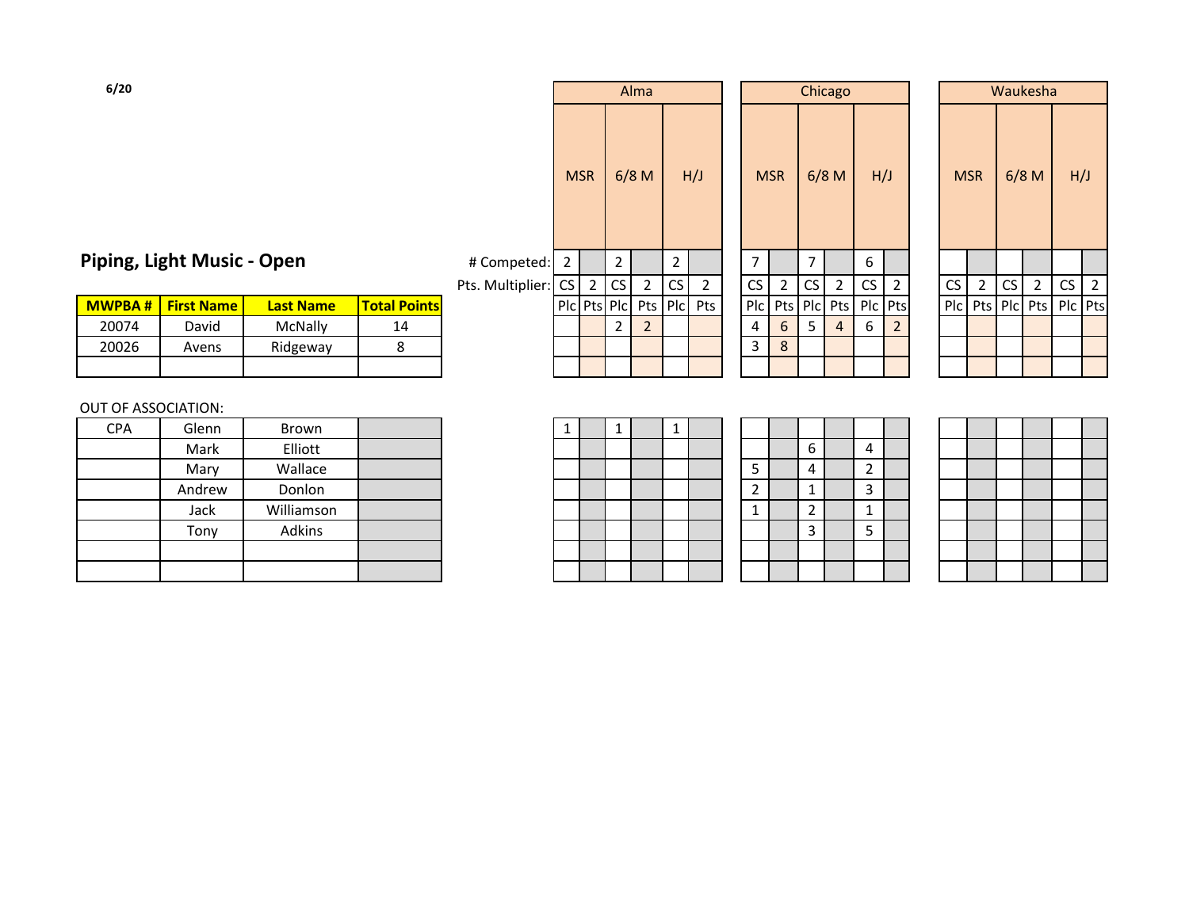6/20

## Piping, Light Music - Open

| MWPBA # | First Name | Last Name | Total Points | Alma MSR Plc | Alma MSR Pts | Alma 6/8 M Plc | Alma 6/8 M Pts | Alma H/J Plc | Alma H/J Pts | Chicago MSR Plc | Chicago MSR Pts | Chicago 6/8 M Plc | Chicago 6/8 M Pts | Chicago H/J Plc | Chicago H/J Pts | Waukesha MSR Plc | Waukesha MSR Pts | Waukesha 6/8 M Plc | Waukesha 6/8 M Pts | Waukesha H/J Plc | Waukesha H/J Pts |
|---|---|---|---|---|---|---|---|---|---|---|---|---|---|---|---|---|---|---|---|---|---|
| | | | # Competed: | 2 | | 2 | | 2 | | 7 | | 7 | | 6 | | | | | | | |
| | | | Pts. Multiplier: | CS | 2 | CS | 2 | CS | 2 | CS | 2 | CS | 2 | CS | 2 | CS | 2 | CS | 2 | CS | 2 |
| 20074 | David | McNally | 14 | | | 2 | 2 | | | 4 | 6 | 5 | 4 | 6 | 2 | | | | | | |
| 20026 | Avens | Ridgeway | 8 | | | | | | | 3 | 8 | | | | | | | | | | |
| | | | | | | | | | | | | | | | | | | | | | |

OUT OF ASSOCIATION:

| MWPBA # | First Name | Last Name | Total Points | Alma MSR Plc | Alma MSR Pts | Alma 6/8 M Plc | Alma 6/8 M Pts | Alma H/J Plc | Alma H/J Pts | Chicago MSR Plc | Chicago MSR Pts | Chicago 6/8 M Plc | Chicago 6/8 M Pts | Chicago H/J Plc | Chicago H/J Pts | Waukesha MSR Plc | Waukesha MSR Pts | Waukesha 6/8 M Plc | Waukesha 6/8 M Pts | Waukesha H/J Plc | Waukesha H/J Pts |
|---|---|---|---|---|---|---|---|---|---|---|---|---|---|---|---|---|---|---|---|---|---|
| CPA | Glenn | Brown | | 1 | | 1 | | 1 | | | | | | | | | | | | | |
| | Mark | Elliott | | | | | | | | | | 6 | | 4 | | | | | | | |
| | Mary | Wallace | | | | | | | | 5 | | 4 | | 2 | | | | | | | |
| | Andrew | Donlon | | | | | | | | 2 | | 1 | | 3 | | | | | | | |
| | Jack | Williamson | | | | | | | | 1 | | 2 | | 1 | | | | | | | |
| | Tony | Adkins | | | | | | | | | | 3 | | 5 | | | | | | | |
| | | | | | | | | | | | | | | | | | | | | | |
| | | | | | | | | | | | | | | | | | | | | | |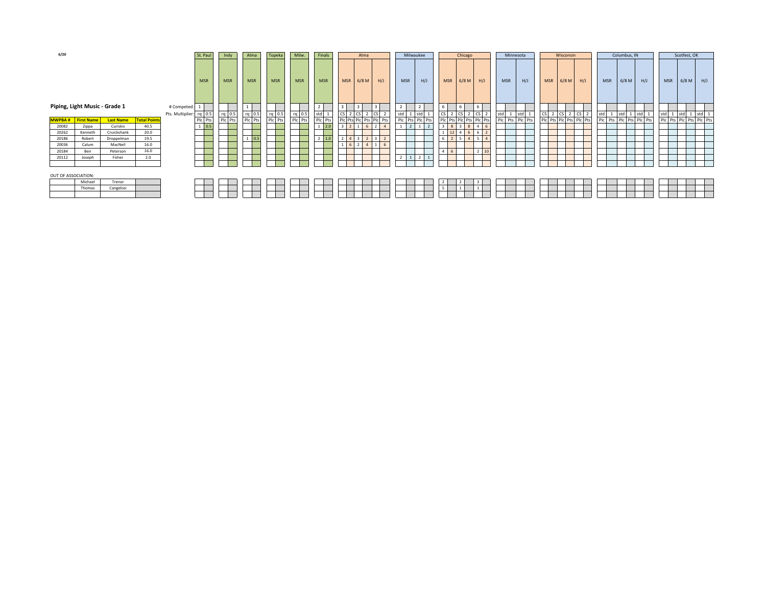6/20

## Piping, Light Music - Grade 1

| | | | | St. Paul | | Indy | | Alma | | Topeka | | Milw. | | Finals | | Alma | | | | | | Milwaukee | | | | Chicago | | | | | | Minnesota | | | | Wisconsin | | | | | | Columbus, IN | | | | | | Scotfest, OK | | | | | |
|---|---|---|---|---|---|---|---|---|---|---|---|---|---|---|---|---|---|---|---|---|---|---|---|---|---|---|---|---|---|---|---|---|---|---|---|---|---|---|---|---|---|---|---|---|---|---|---|---|---|---|---|---|---|
| | | | | MSR | | MSR | | MSR | | MSR | | MSR | | MSR | | MSR | | 6/8 M | | H/J | | MSR | | H/J | | MSR | | 6/8 M | | H/J | | MSR | | H/J | | MSR | | 6/8 M | | H/J | | MSR | | 6/8 M | | H/J | | MSR | | 6/8 M | | H/J | |
| | | | # Competed: | 1 | | | | 1 | | | | | | 2 | | 3 | | 3 | | 3 | | 2 | | 2 | | 6 | | 6 | | 6 | | | | | | | | | | | | | | | | | | | | | | | |
| | | | Pts. Multiplier: | rq | 0.5 | rq | 0.5 | rq | 0.5 | rq | 0.5 | rq | 0.5 | std | 1 | CS | 2 | CS | 2 | CS | 2 | std | 1 | std | 1 | CS | 2 | CS | 2 | CS | 2 | std | 1 | std | 1 | CS | 2 | CS | 2 | CS | 2 | std | 1 | std | 1 | std | 1 | std | 1 | std | 1 | std | 1 |
| **MWPBA #** | **First Name** | **Last Name** | **Total Points** | Plc | Pts | Plc | Pts | Plc | Pts | Plc | Pts | Plc | Pts | Plc | Pts | Plc | Pts | Plc | Pts | Plc | Pts | Plc | Pts | Plc | Pts | Plc | Pts | Plc | Pts | Plc | Pts | Plc | Pts | Plc | Pts | Plc | Pts | Plc | Pts | Plc | Pts | Plc | Pts | Plc | Pts | Plc | Pts | Plc | Pts | Plc | Pts | Plc | Pts |
| 20082 | Zippa | Curiskis | 40.5 | 1 | 0.5 | | | | | | | | | 1 | 2.0 | 3 | 2 | 1 | 6 | 2 | 4 | 1 | 2 | 1 | 2 | 3 | 8 | 3 | 8 | 4 | 6 | | | | | | | | | | | | | | | | | | | | | | |
| 20262 | Kenneth | Cruickshank | 20.0 | | | | | | | | | | | | | | | | | | | | | | | 1 | 12 | 4 | 6 | 6 | 2 | | | | | | | | | | | | | | | | | | | | | | |
| 20186 | Robert | Droppelman | 19.5 | | | | | 1 | 0.5 | | | | | 2 | 1.0 | 2 | 4 | 3 | 2 | 3 | 2 | | | | | 6 | 2 | 5 | 4 | 5 | 4 | | | | | | | | | | | | | | | | | | | | | | |
| 20036 | Calum | MacNeil | 16.0 | | | | | | | | | | | | | 1 | 6 | 2 | 4 | 1 | 6 | | | | | | | | | | | | | | | | | | | | | | | | | | | | | | | | |
| 20184 | Ben | Peterson | 16.0 | | | | | | | | | | | | | | | | | | | | | | | 4 | 6 | | | 2 | 10 | | | | | | | | | | | | | | | | | | | | | | |
| 20112 | Joseph | Fisher | 2.0 | | | | | | | | | | | | | | | | | | | 2 | 1 | 2 | 1 | | | | | | | | | | | | | | | | | | | | | | | | | | | | |

OUT OF ASSOCIATION:

| | First Name | Last Name | Total Points | Chicago MSR Plc | Chicago MSR Pts | Chicago 6/8 M Plc | Chicago 6/8 M Pts | Chicago H/J Plc | Chicago H/J Pts |
|---|---|---|---|---|---|---|---|---|---|
| | Michael | Trenor | | 2 | | 2 | | 3 | |
| | Thomas | Cangelosi | | 5 | | 1 | | 1 | |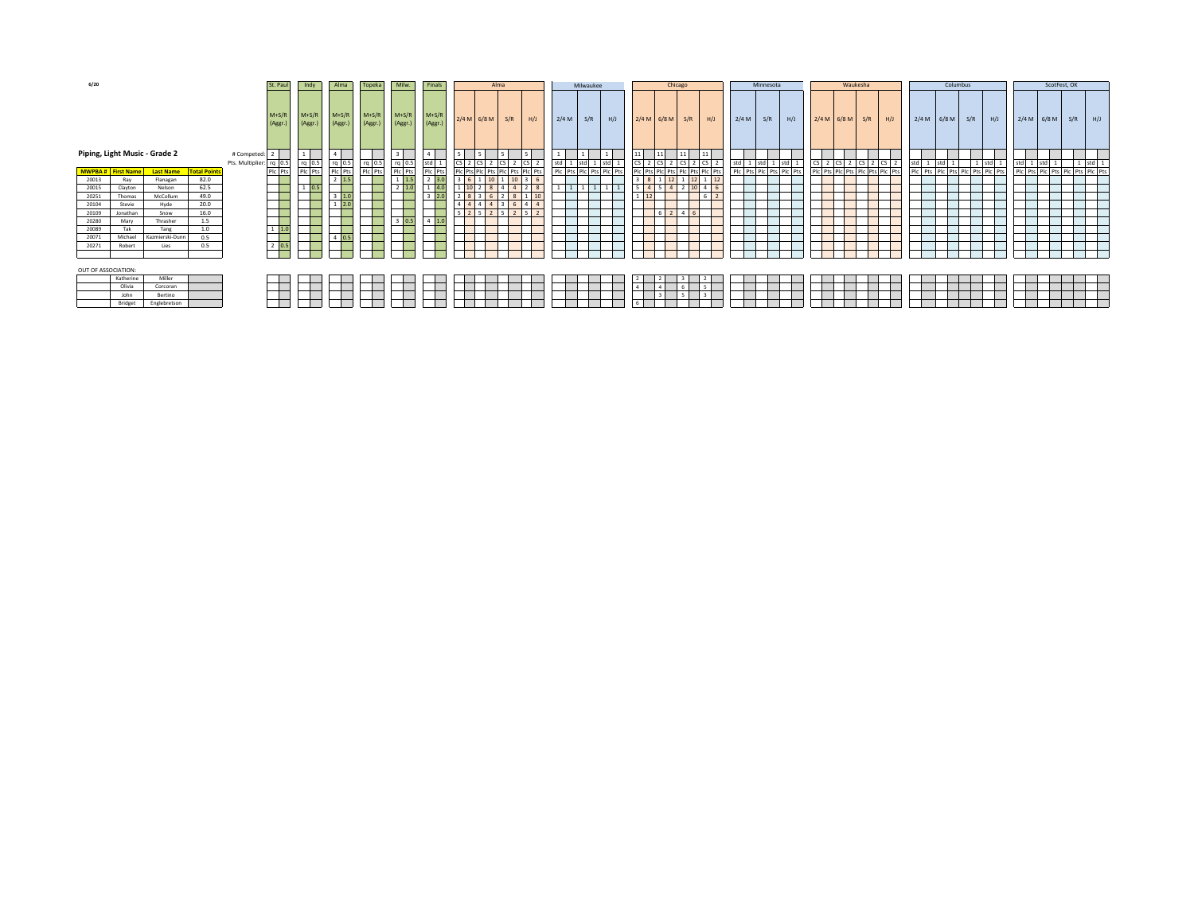6/20

## Piping, Light Music - Grade 2

### Aggregate results (M+S/R (Aggr.))

| MWPBA # | First Name | Last Name | Total Points | St. Paul Plc | St. Paul Pts | Indy Plc | Indy Pts | Alma Plc | Alma Pts | Topeka Plc | Topeka Pts | Milw. Plc | Milw. Pts | Finals Plc | Finals Pts |
|---|---|---|---|---|---|---|---|---|---|---|---|---|---|---|---|
| | | | # Competed: | 2 | | 1 | | 4 | | | | 3 | | 4 | |
| | | | Pts. Multiplier: | rq | 0.5 | rq | 0.5 | rq | 0.5 | rq | 0.5 | rq | 0.5 | std | 1 |
| 20013 | Ray | Flanagan | 82.0 | | | | | 2 | 1.5 | | | 1 | 1.5 | 2 | 3.0 |
| 20015 | Clayton | Nelson | 62.5 | | | 1 | 0.5 | | | | | 2 | 1.0 | 1 | 4.0 |
| 20251 | Thomas | McCollum | 49.0 | | | | | 3 | 1.0 | | | | | 3 | 2.0 |
| 20104 | Stevie | Hyde | 20.0 | | | | | 1 | 2.0 | | | | | | |
| 20109 | Jonathan | Snow | 16.0 | | | | | | | | | | | | |
| 20280 | Mary | Thrasher | 1.5 | | | | | | | | | 3 | 0.5 | 4 | 1.0 |
| 20089 | Tak | Tang | 1.0 | 1 | 1.0 | | | | | | | | | | |
| 20071 | Michael | Kazmierski-Dunn | 0.5 | | | | | 4 | 0.5 | | | | | | |
| 20271 | Robert | Lies | 0.5 | 2 | 0.5 | | | | | | | | | | |

### Alma

| First Name | Last Name | 2/4 M Plc | 2/4 M Pts | 6/8 M Plc | 6/8 M Pts | S/R Plc | S/R Pts | H/J Plc | H/J Pts |
|---|---|---|---|---|---|---|---|---|---|
| # Competed: | | 5 | | 5 | | 5 | | 5 | |
| Pts. Multiplier: | | CS | 2 | CS | 2 | CS | 2 | CS | 2 |
| Ray | Flanagan | 3 | 6 | 1 | 10 | 1 | 10 | 3 | 6 |
| Clayton | Nelson | 1 | 10 | 2 | 8 | 4 | 4 | 2 | 8 |
| Thomas | McCollum | 2 | 8 | 3 | 6 | 2 | 8 | 1 | 10 |
| Stevie | Hyde | 4 | 4 | 4 | 4 | 3 | 6 | 4 | 4 |
| Jonathan | Snow | 5 | 2 | 5 | 2 | 5 | 2 | 5 | 2 |

### Milwaukee

| First Name | Last Name | 2/4 M Plc | 2/4 M Pts | S/R Plc | S/R Pts | H/J Plc | H/J Pts |
|---|---|---|---|---|---|---|---|
| # Competed: | | 1 | | 1 | | 1 | |
| Pts. Multiplier: | | std | 1 | std | 1 | std | 1 |
| Clayton | Nelson | 1 | 1 | 1 | 1 | 1 | 1 |

### Chicago

| First Name | Last Name | 2/4 M Plc | 2/4 M Pts | 6/8 M Plc | 6/8 M Pts | S/R Plc | S/R Pts | H/J Plc | H/J Pts |
|---|---|---|---|---|---|---|---|---|---|
| # Competed: | | 11 | | 11 | | 11 | | 11 | |
| Pts. Multiplier: | | CS | 2 | CS | 2 | CS | 2 | CS | 2 |
| Ray | Flanagan | 3 | 8 | 1 | 12 | 1 | 12 | 1 | 12 |
| Clayton | Nelson | 5 | 4 | 5 | 4 | 2 | 10 | 4 | 6 |
| Thomas | McCollum | 1 | 12 | | | | | 6 | 2 |
| Jonathan | Snow | | | 6 | 2 | 4 | 6 | | |
| Katherine | Miller | 2 | | 2 | | 3 | | 2 | |
| Olivia | Corcoran | 4 | | 4 | | 6 | | 5 | |
| John | Bertino | | | 3 | | 5 | | 3 | |
| Bridget | Englebretson | 6 | | | | | | | |

### Minnesota

| 2/4 M Plc | 2/4 M Pts | S/R Plc | S/R Pts | H/J Plc | H/J Pts |
|---|---|---|---|---|---|
| std | 1 | std | 1 | std | 1 |

### Waukesha

| 2/4 M Plc | 2/4 M Pts | 6/8 M Plc | 6/8 M Pts | S/R Plc | S/R Pts | H/J Plc | H/J Pts |
|---|---|---|---|---|---|---|---|
| CS | 2 | CS | 2 | CS | 2 | CS | 2 |

### Columbus

| 2/4 M Plc | 2/4 M Pts | 6/8 M Plc | 6/8 M Pts | S/R Plc | S/R Pts | H/J Plc | H/J Pts |
|---|---|---|---|---|---|---|---|
| std | 1 | std | 1 | | 1 | std | 1 |

### ScotFest, OK

| 2/4 M Plc | 2/4 M Pts | 6/8 M Plc | 6/8 M Pts | S/R Plc | S/R Pts | H/J Plc | H/J Pts |
|---|---|---|---|---|---|---|---|
| std | 1 | std | 1 | | 1 | std | 1 |

OUT OF ASSOCIATION:

| First Name | Last Name |
|---|---|
| Katherine | Miller |
| Olivia | Corcoran |
| John | Bertino |
| Bridget | Englebretson |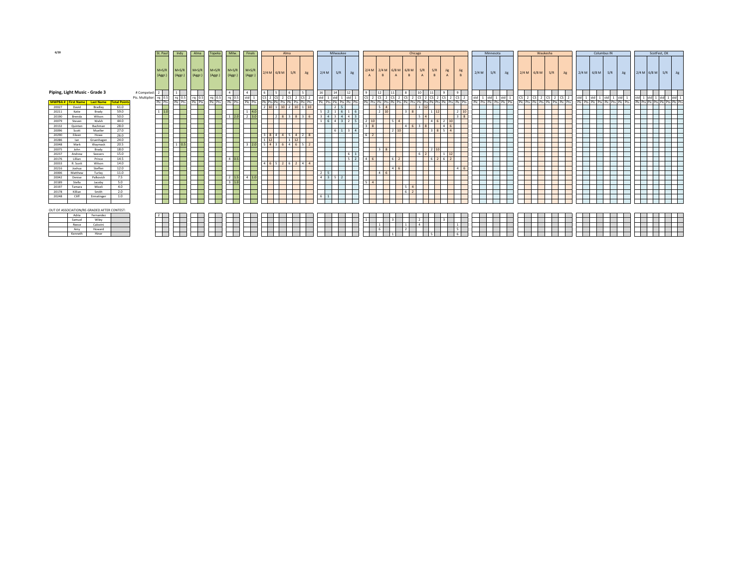6/20

### Piping, Light Music - Grade 3

| | | | | St. Paul | | Indy | | Alma | | Topeka | | Milw. | | Finals | | Alma | | | | | | | | Milwaukee | | | | | | Chicago | | | | | | | | | | | | | | | | Minnesota | | | | | | Waukesha | | | | | | | | Columbus IN | | | | | | | | ScotFest, OK | | | | | | | |
|---|---|---|---|---|---|---|---|---|---|---|---|---|---|---|---|---|---|---|---|---|---|---|---|---|---|---|---|---|---|---|---|---|---|---|---|---|---|---|---|---|---|---|---|---|---|---|---|---|---|---|---|---|---|---|---|---|---|---|---|---|---|---|---|---|---|---|---|---|---|---|---|---|---|---|---|
| | | | | M+S/R (Aggr.) | | M+S/R (Aggr.) | | M+S/R (Aggr.) | | M+S/R (Aggr.) | | M+S/R (Aggr.) | | M+S/R (Aggr.) | | 2/4 M | | 6/8 M | | S/R | | Jig | | 2/4 M | | S/R | | Jig | | 2/4 M A | | 2/4 M B | | 6/8 M A | | 6/8 M B | | S/R A | | S/R B | | Jig A | | Jig B | | 2/4 M | | S/R | | Jig | | 2/4 M | | 6/8 M | | S/R | | Jig | | 2/4 M | | 6/8 M | | S/R | | Jig | | 2/4 M | | 6/8 M | | S/R | | Jig | |
| | | | # Competed: | 2 | | 1 | | | | | | 4 | | 4 | | 6 | | 5 | | 6 | | 5 | | 16 | | 14 | | 12 | | 9 | | 12 | | 11 | | 8 | | 10 | | 11 | | 9 | | 9 | | | | | | | | | | | | | | | | | | | | | | | | | | | | | | | | |
| | | | Pts. Multiplier: | rq | 0.5 | rq | 0.5 | rq | 0.5 | rq | 0.5 | rq | 0.5 | std | 1 | CS | 2 | CS | 2 | CS | 2 | CS | 2 | std | 1 | std | 1 | std | 1 | CS | 2 | CS | 2 | CS | 2 | CS | 2 | CS | 2 | CS | 2 | CS | 2 | CS | 2 | std | 1 | std | 1 | std | 1 | CS | 2 | CS | 2 | CS | 2 | CS | 2 | std | 1 | std | 1 | std | 1 | std | 1 | std | 1 | std | 1 | std | 1 | std | 1 |
| **MWPBA #** | **First Name** | **Last Name** | **Total Points** | Plc | Pts | Plc | Pts | Plc | Pts | Plc | Pts | Plc | Pts | Plc | Pts | Plc | Pts | Plc | Pts | Plc | Pts | Plc | Pts | Plc | Pts | Plc | Pts | Plc | Pts | Plc | Pts | Plc | Pts | Plc | Pts | Plc | Pts | Plc | Pts | Plc | Pts | Plc | Pts | Plc | Pts | Plc | Pts | Plc | Pts | Plc | Pts | Plc | Pts | Plc | Pts | Plc | Pts | Plc | Pts | Plc | Pts | Plc | Pts | Plc | Pts | Plc | Pts | Plc | Pts | Plc | Pts | Plc | Pts | Plc | Pts |
| 20027 | David | Bradley | 61.0 | | | | | | | | | | | | | 2 | 10 | 1 | 10 | 2 | 10 | 1 | 10 | | | 2 | 5 | | | | | 5 | 4 | | | | | 1 | 12 | | | | | | | | | | | | | | | | | | | | | | | | | | | | | | | | | | | | |
| 20211 | Katie | Brady | 59.0 | 1 | 1.0 | | | | | | | | | 1 | 4.0 | | | | | | | | | 5 | 2 | 1 | 6 | 1 | 6 | | | 2 | 10 | | | 3 | 8 | | | 1 | 12 | | | 2 | 10 | | | | | | | | | | | | | | | | | | | | | | | | | | | | | | |
| 20190 | Brenda | Wilson | 50.0 | | | | | | | | | 1 | 2.0 | 2 | 3.0 | | | 2 | 8 | 3 | 8 | 3 | 6 | 3 | 4 | 3 | 4 | 4 | 3 | | | | | | | | | 5 | 4 | | | | | 3 | 8 | | | | | | | | | | | | | | | | | | | | | | | | | | | | | | |
| 20079 | Steven | Walsh | 44.0 | | | | | | | | | | | | | | | | | | | | | 1 | 6 | 4 | 3 | 2 | 5 | 2 | 10 | | | 5 | 4 | | | | | 4 | 6 | 2 | 10 | | | | | | | | | | | | | | | | | | | | | | | | | | | | | | | | |
| 20132 | Quinten | Bachman | 28.0 | | | | | | | | | | | | | | | | | | | | | | | | | | | 3 | 8 | | | | | 4 | 6 | 3 | 8 | | | | | 4 | 6 | | | | | | | | | | | | | | | | | | | | | | | | | | | | | | |
| 20096 | Scott | Mueller | 27.0 | | | | | | | | | | | | | | | | | | | | | | | 6 | 1 | 3 | 4 | | | | | 2 | 10 | | | | | 3 | 8 | 5 | 4 | | | | | | | | | | | | | | | | | | | | | | | | | | | | | | | | |
| 20290 | Eileen | Howe | 26.0 | | | | | | | | | | | | | 3 | 8 | 4 | 4 | 5 | 4 | 2 | 8 | | | | | | | 6 | 2 | | | | | | | | | | | | | | | | | | | | | | | | | | | | | | | | | | | | | | | | | | | | | | |
| 20286 | Ian | Gruenhagen | 24.0 | | | | | | | | | | | | | 1 | 12 | | | 1 | 12 | | | | | | | | | | | | | | | | | | | | | | | | | | | | | | | | | | | | | | | | | | | | | | | | | | | | | | | | |
| 20048 | Mark | Waymack | 20.5 | | | 1 | 0.5 | | | | | | | 3 | 2.0 | 5 | 4 | 3 | 6 | 4 | 6 | 5 | 2 | | | | | | | | | | | | | | | | | | | | | | | | | | | | | | | | | | | | | | | | | | | | | | | | | | | | | | |
| 20075 | John | Brady | 18.0 | | | | | | | | | | | | | | | | | | | | | | | | | | | | | 3 | 8 | | | | | | | 2 | 10 | | | | | | | | | | | | | | | | | | | | | | | | | | | | | | | | | | |
| 20237 | Andrew | Seevers | 15.0 | | | | | | | | | | | | | | | | | | | | | | | | | 6 | 1 | | | | | | | | | 6 | 2 | | | 1 | 12 | | | | | | | | | | | | | | | | | | | | | | | | | | | | | | | | |
| 20176 | Lillian | Prince | 14.5 | | | | | | | | | 4 | 0.5 | | | | | | | | | | | | | | | 5 | 2 | 4 | 6 | | | 6 | 2 | | | | | 6 | 2 | 6 | 2 | | | | | | | | | | | | | | | | | | | | | | | | | | | | | | | | |
| 20093 | R. Scott | Wilson | 14.0 | | | | | | | | | | | | | 4 | 6 | 5 | 2 | 6 | 2 | 4 | 4 | | | | | | | | | | | | | | | | | | | | | | | | | | | | | | | | | | | | | | | | | | | | | | | | | | | | | | | |
| 20216 | Joshua | Steffen | 12.0 | | | | | | | | | | | | | | | | | | | | | | | | | | | | | | | 4 | 6 | | | | | | | | | 4 | 6 | | | | | | | | | | | | | | | | | | | | | | | | | | | | | | |
| 20006 | Matthew | Turley | 11.0 | | | | | | | | | | | | | | | | | | | | | 2 | 5 | | | | | | | 4 | 6 | | | | | | | | | | | | | | | | | | | | | | | | | | | | | | | | | | | | | | | | | | |
| 20042 | Denise | Palkovich | 7.5 | | | | | | | | | 2 | 1.5 | 4 | 1.0 | | | | | | | | | 4 | 3 | 5 | 2 | | | | | | | | | | | | | | | | | | | | | | | | | | | | | | | | | | | | | | | | | | | | | | | | |
| 20189 | Stella | Jacoby | 5.0 | | | | | | | | | 3 | 1.0 | | | | | | | | | | | | | | | | | 5 | 4 | | | | | | | | | | | | | | | | | | | | | | | | | | | | | | | | | | | | | | | | | | | | |
| 20197 | Tamara | Miceli | 4.0 | | | | | | | | | | | | | | | | | | | | | | | | | | | | | | | | | 5 | 4 | | | | | | | | | | | | | | | | | | | | | | | | | | | | | | | | | | | | | | |
| 20178 | Killian | Smith | 2.0 | | | | | | | | | | | | | | | | | | | | | | | | | | | | | | | | | 6 | 2 | | | | | | | | | | | | | | | | | | | | | | | | | | | | | | | | | | | | | | |
| 20248 | Cliff | Ermatinger | 1.0 | | | | | | | | | | | | | | | | | | | | | 6 | 1 | | | | | | | | | | | | | | | | | | | | | | | | | | | | | | | | | | | | | | | | | | | | | | | | | | |

OUT OF ASSOCIATION/RE-GRADED AFTER CONTEST:

| | First Name | Last Name | Total Points | St. Paul Plc | St. Paul Pts | Chicago 2/4 M A Plc | Chicago 2/4 M B Plc | Chicago 6/8 M A Plc | Chicago 6/8 M B Plc | Chicago S/R A Plc | Chicago S/R B Plc | Chicago Jig A Plc | Chicago Jig B Plc |
|---|---|---|---|---|---|---|---|---|---|---|---|---|---|
| | Adria | Fernandez | | 2 | | | | | | | | | |
| | Samuel | Wiley | | | | 1 | | 3 | | 2 | | 3 | |
| | Reece | Calovini | | | | | 1 | | 1 | 4 | | | 1 |
| | Amy | Howard | | | | | 6 | | 2 | | | | 5 |
| | Kenneth | Hiner | | | | | | 1 | | | 5 | | 6 |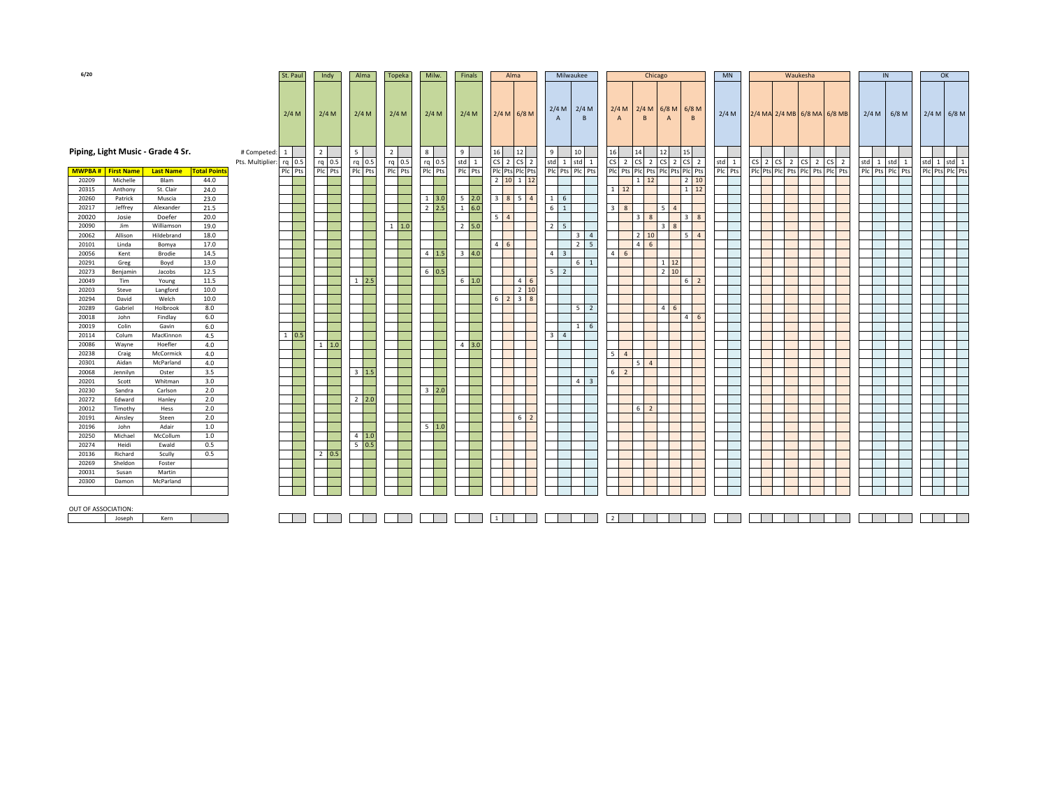6/20

## Piping, Light Music - Grade 4 Sr.

| | | | | St. Paul | | Indy | | Alma | | Topeka | | Milw. | | Finals | | Alma | | | | Milwaukee | | | | Chicago | | | | | | | | MN | | Waukesha | | | | | | | | IN | | | | OK | | | |
|---|---|---|---|---|---|---|---|---|---|---|---|---|---|---|---|---|---|---|---|---|---|---|---|---|---|---|---|---|---|---|---|---|---|---|---|---|---|---|---|---|---|---|---|---|---|---|---|---|---|
| | | | | 2/4 M | | 2/4 M | | 2/4 M | | 2/4 M | | 2/4 M | | 2/4 M | | 2/4 M | | 6/8 M | | 2/4 M A | | 2/4 M B | | 2/4 M A | | 2/4 M B | | 6/8 M A | | 6/8 M B | | 2/4 M | | 2/4 MA | | 2/4 MB | | 6/8 MA | | 6/8 MB | | 2/4 M | | 6/8 M | | 2/4 M | | 6/8 M | |
| | | | # Competed: | 1 | | 2 | | 5 | | 2 | | 8 | | 9 | | 16 | | 12 | | 9 | | 10 | | 16 | | 14 | | 12 | | 15 | | | | | | | | | | | | | | | | | | | |
| | | | Pts. Multiplier: | rq | 0.5 | rq | 0.5 | rq | 0.5 | rq | 0.5 | rq | 0.5 | std | 1 | CS | 2 | CS | 2 | std | 1 | std | 1 | CS | 2 | CS | 2 | CS | 2 | CS | 2 | std | 1 | CS | 2 | CS | 2 | CS | 2 | CS | 2 | std | 1 | std | 1 | std | 1 | std | 1 |
| MWPBA # | First Name | Last Name | Total Points | Plc | Pts | Plc | Pts | Plc | Pts | Plc | Pts | Plc | Pts | Plc | Pts | Plc | Pts | Plc | Pts | Plc | Pts | Plc | Pts | Plc | Pts | Plc | Pts | Plc | Pts | Plc | Pts | Plc | Pts | Plc | Pts | Plc | Pts | Plc | Pts | Plc | Pts | Plc | Pts | Plc | Pts | Plc | Pts | Plc | Pts |
| 20209 | Michelle | Blam | 44.0 | | | | | | | | | | | | | 2 | 10 | 1 | 12 | | | | | | | 1 | 12 | | | 2 | 10 | | | | | | | | | | | | | | | | | | |
| 20315 | Anthony | St. Clair | 24.0 | | | | | | | | | | | | | | | | | | | | | 1 | 12 | | | | | 1 | 12 | | | | | | | | | | | | | | | | | | |
| 20260 | Patrick | Muscia | 23.0 | | | | | | | | | 1 | 3.0 | 5 | 2.0 | 3 | 8 | 5 | 4 | 1 | 6 | | | | | | | | | | | | | | | | | | | | | | | | | | | | |
| 20217 | Jeffrey | Alexander | 21.5 | | | | | | | | | 2 | 2.5 | 1 | 6.0 | | | | | 6 | 1 | | | 3 | 8 | | | 5 | 4 | | | | | | | | | | | | | | | | | | | | |
| 20020 | Josie | Doefer | 20.0 | | | | | | | | | | | | | 5 | 4 | | | | | | | | | 3 | 8 | | | 3 | 8 | | | | | | | | | | | | | | | | | | |
| 20090 | Jim | Williamson | 19.0 | | | | | | | 1 | 1.0 | | | 2 | 5.0 | | | | | 2 | 5 | | | | | | | 3 | 8 | | | | | | | | | | | | | | | | | | | | |
| 20062 | Allison | Hildebrand | 18.0 | | | | | | | | | | | | | | | | | | | 3 | 4 | | | 2 | 10 | | | 5 | 4 | | | | | | | | | | | | | | | | | | |
| 20101 | Linda | Bomya | 17.0 | | | | | | | | | | | | | 4 | 6 | | | | | 2 | 5 | | | 4 | 6 | | | | | | | | | | | | | | | | | | | | | | |
| 20056 | Kent | Brodie | 14.5 | | | | | | | | | 4 | 1.5 | 3 | 4.0 | | | | | 4 | 3 | | | 4 | 6 | | | | | | | | | | | | | | | | | | | | | | | | |
| 20291 | Greg | Boyd | 13.0 | | | | | | | | | | | | | | | | | | | 6 | 1 | | | | | 1 | 12 | | | | | | | | | | | | | | | | | | | | |
| 20273 | Benjamin | Jacobs | 12.5 | | | | | | | | | 6 | 0.5 | | | | | | | 5 | 2 | | | | | | | 2 | 10 | | | | | | | | | | | | | | | | | | | | |
| 20049 | Tim | Young | 11.5 | | | | | 1 | 2.5 | | | | | 6 | 1.0 | | | 4 | 6 | | | | | | | | | | | 6 | 2 | | | | | | | | | | | | | | | | | | |
| 20203 | Steve | Langford | 10.0 | | | | | | | | | | | | | | | 2 | 10 | | | | | | | | | | | | | | | | | | | | | | | | | | | | | | |
| 20294 | David | Welch | 10.0 | | | | | | | | | | | | | 6 | 2 | 3 | 8 | | | | | | | | | | | | | | | | | | | | | | | | | | | | | | |
| 20289 | Gabriel | Holbrook | 8.0 | | | | | | | | | | | | | | | | | | | 5 | 2 | | | | | 4 | 6 | | | | | | | | | | | | | | | | | | | | |
| 20018 | John | Findlay | 6.0 | | | | | | | | | | | | | | | | | | | | | | | | | | | 4 | 6 | | | | | | | | | | | | | | | | | | |
| 20019 | Colin | Gavin | 6.0 | | | | | | | | | | | | | | | | | | | 1 | 6 | | | | | | | | | | | | | | | | | | | | | | | | | | |
| 20114 | Colum | MacKinnon | 4.5 | 1 | 0.5 | | | | | | | | | | | | | | | 3 | 4 | | | | | | | | | | | | | | | | | | | | | | | | | | | | |
| 20086 | Wayne | Hoefler | 4.0 | | | 1 | 1.0 | | | | | | | 4 | 3.0 | | | | | | | | | | | | | | | | | | | | | | | | | | | | | | | | | | |
| 20238 | Craig | McCormick | 4.0 | | | | | | | | | | | | | | | | | | | | | 5 | 4 | | | | | | | | | | | | | | | | | | | | | | | | |
| 20301 | Aidan | McParland | 4.0 | | | | | | | | | | | | | | | | | | | | | | | 5 | 4 | | | | | | | | | | | | | | | | | | | | | | |
| 20068 | Jennilyn | Oster | 3.5 | | | | | 3 | 1.5 | | | | | | | | | | | | | | | 6 | 2 | | | | | | | | | | | | | | | | | | | | | | | | |
| 20201 | Scott | Whitman | 3.0 | | | | | | | | | | | | | | | | | | | 4 | 3 | | | | | | | | | | | | | | | | | | | | | | | | | | |
| 20230 | Sandra | Carlson | 2.0 | | | | | | | | | 3 | 2.0 | | | | | | | | | | | | | | | | | | | | | | | | | | | | | | | | | | | | |
| 20272 | Edward | Hanley | 2.0 | | | | | 2 | 2.0 | | | | | | | | | | | | | | | | | | | | | | | | | | | | | | | | | | | | | | | | |
| 20012 | Timothy | Hess | 2.0 | | | | | | | | | | | | | | | | | | | | | | | 6 | 2 | | | | | | | | | | | | | | | | | | | | | | |
| 20191 | Ainsley | Steen | 2.0 | | | | | | | | | | | | | | | 6 | 2 | | | | | | | | | | | | | | | | | | | | | | | | | | | | | | |
| 20196 | John | Adair | 1.0 | | | | | | | | | 5 | 1.0 | | | | | | | | | | | | | | | | | | | | | | | | | | | | | | | | | | | | |
| 20250 | Michael | McCollum | 1.0 | | | | | 4 | 1.0 | | | | | | | | | | | | | | | | | | | | | | | | | | | | | | | | | | | | | | | | |
| 20274 | Heidi | Ewald | 0.5 | | | | | 5 | 0.5 | | | | | | | | | | | | | | | | | | | | | | | | | | | | | | | | | | | | | | | | |
| 20136 | Richard | Scully | 0.5 | | | 2 | 0.5 | | | | | | | | | | | | | | | | | | | | | | | | | | | | | | | | | | | | | | | | | | |
| 20269 | Sheldon | Foster | | | | | | | | | | | | | | | | | | | | | | | | | | | | | | | | | | | | | | | | | | | | | | | |
| 20031 | Susan | Martin | | | | | | | | | | | | | | | | | | | | | | | | | | | | | | | | | | | | | | | | | | | | | | | |
| 20300 | Damon | McParland | | | | | | | | | | | | | | | | | | | | | | | | | | | | | | | | | | | | | | | | | | | | | | | |
| OUT OF ASSOCIATION: | | | | | | | | | | | | | | | | | | | | | | | | | | | | | | | | | | | | | | | | | | | | | | | | | |
| | Joseph | Kern | | | | | | | | | | | | | | 1 | | | | | | | | 2 | | | | | | | | | | | | | | | | | | | | | | | | | |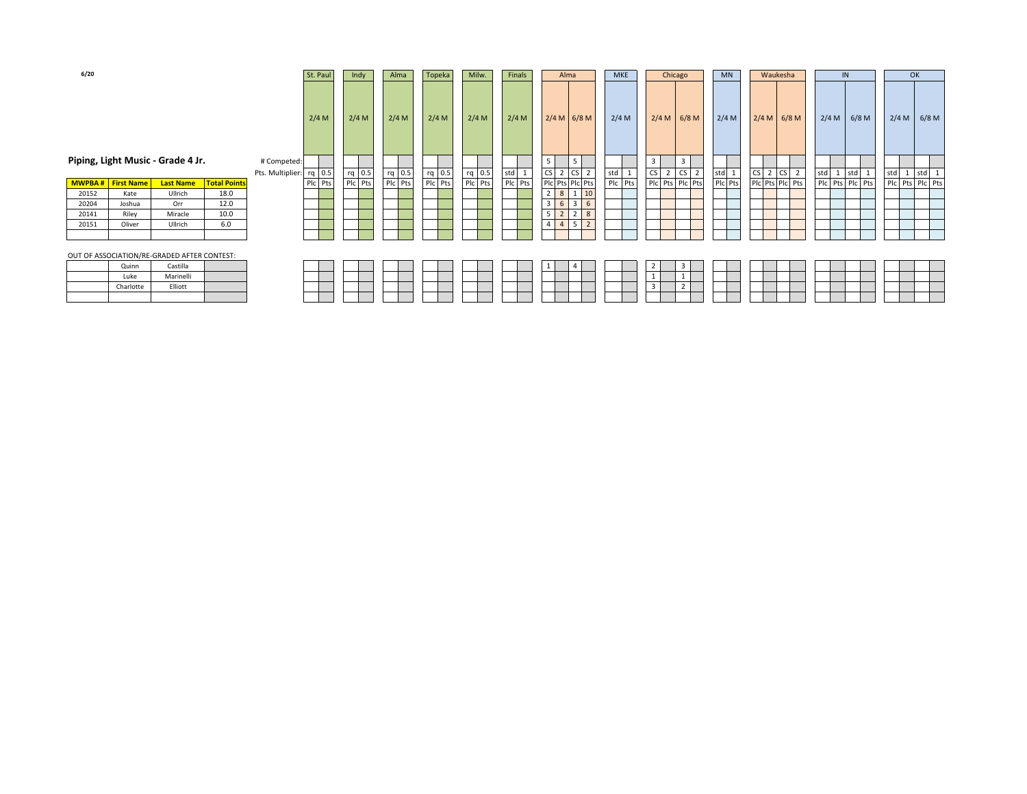6/20

## Piping, Light Music - Grade 4 Jr.

| | | | | | St. Paul | | Indy | | Alma | | Topeka | | Milw. | | Finals | | Alma | | | | MKE | | Chicago | | | | MN | | Waukesha | | | | IN | | | | OK | | | |
|---|---|---|---|---|---|---|---|---|---|---|---|---|---|---|---|---|---|---|---|---|---|---|---|---|---|---|---|---|---|---|---|---|---|---|---|---|---|---|---|---|
| | | | | | 2/4 M | | 2/4 M | | 2/4 M | | 2/4 M | | 2/4 M | | 2/4 M | | 2/4 M | | 6/8 M | | 2/4 M | | 2/4 M | | 6/8 M | | 2/4 M | | 2/4 M | | 6/8 M | | 2/4 M | | 6/8 M | | 2/4 M | | 6/8 M | |
| | | | | # Competed: | | | | | | | | | | | | | 5 | | 5 | | | | 3 | | 3 | | | | | | | | | | | | | | | |
| | | | | Pts. Multiplier: | rq | 0.5 | rq | 0.5 | rq | 0.5 | rq | 0.5 | rq | 0.5 | std | 1 | CS | 2 | CS | 2 | std | 1 | CS | 2 | CS | 2 | std | 1 | CS | 2 | CS | 2 | std | 1 | std | 1 | std | 1 | std | 1 |
| **MWPBA #** | **First Name** | **Last Name** | **Total Points** | | Plc | Pts | Plc | Pts | Plc | Pts | Plc | Pts | Plc | Pts | Plc | Pts | Plc | Pts | Plc | Pts | Plc | Pts | Plc | Pts | Plc | Pts | Plc | Pts | Plc | Pts | Plc | Pts | Plc | Pts | Plc | Pts | Plc | Pts | Plc | Pts |
| 20152 | Kate | Ullrich | 18.0 | | | | | | | | | | | | | | 2 | 8 | 1 | 10 | | | | | | | | | | | | | | | | | | | | |
| 20204 | Joshua | Orr | 12.0 | | | | | | | | | | | | | | 3 | 6 | 3 | 6 | | | | | | | | | | | | | | | | | | | | |
| 20141 | Riley | Miracle | 10.0 | | | | | | | | | | | | | | 5 | 2 | 2 | 8 | | | | | | | | | | | | | | | | | | | | |
| 20151 | Oliver | Ullrich | 6.0 | | | | | | | | | | | | | | 4 | 4 | 5 | 2 | | | | | | | | | | | | | | | | | | | | |
| | | | | | | | | | | | | | | | | | | | | | | | | | | | | | | | | | | | | | | | | |

OUT OF ASSOCIATION/RE-GRADED AFTER CONTEST:

| MWPBA # | First Name | Last Name | Total Points | | St. Paul Plc | St. Paul Pts | Indy Plc | Indy Pts | Alma Plc | Alma Pts | Topeka Plc | Topeka Pts | Milw. Plc | Milw. Pts | Finals Plc | Finals Pts | Alma 2/4 Plc | Alma 2/4 Pts | Alma 6/8 Plc | Alma 6/8 Pts | MKE Plc | MKE Pts | Chicago 2/4 Plc | Chicago 2/4 Pts | Chicago 6/8 Plc | Chicago 6/8 Pts | MN Plc | MN Pts | Waukesha 2/4 Plc | Waukesha 2/4 Pts | Waukesha 6/8 Plc | Waukesha 6/8 Pts | IN 2/4 Plc | IN 2/4 Pts | IN 6/8 Plc | IN 6/8 Pts | OK 2/4 Plc | OK 2/4 Pts | OK 6/8 Plc | OK 6/8 Pts |
|---|---|---|---|---|---|---|---|---|---|---|---|---|---|---|---|---|---|---|---|---|---|---|---|---|---|---|---|---|---|---|---|---|---|---|---|---|---|---|---|---|
| | Quinn | Castilla | | | | | | | | | | | | | | | 1 | | 4 | | | | 2 | | 3 | | | | | | | | | | | | | | | |
| | Luke | Marinelli | | | | | | | | | | | | | | | | | | | | | 1 | | 1 | | | | | | | | | | | | | | | |
| | Charlotte | Elliott | | | | | | | | | | | | | | | | | | | | | 3 | | 2 | | | | | | | | | | | | | | | |
| | | | | | | | | | | | | | | | | | | | | | | | | | | | | | | | | | | | | | | | | |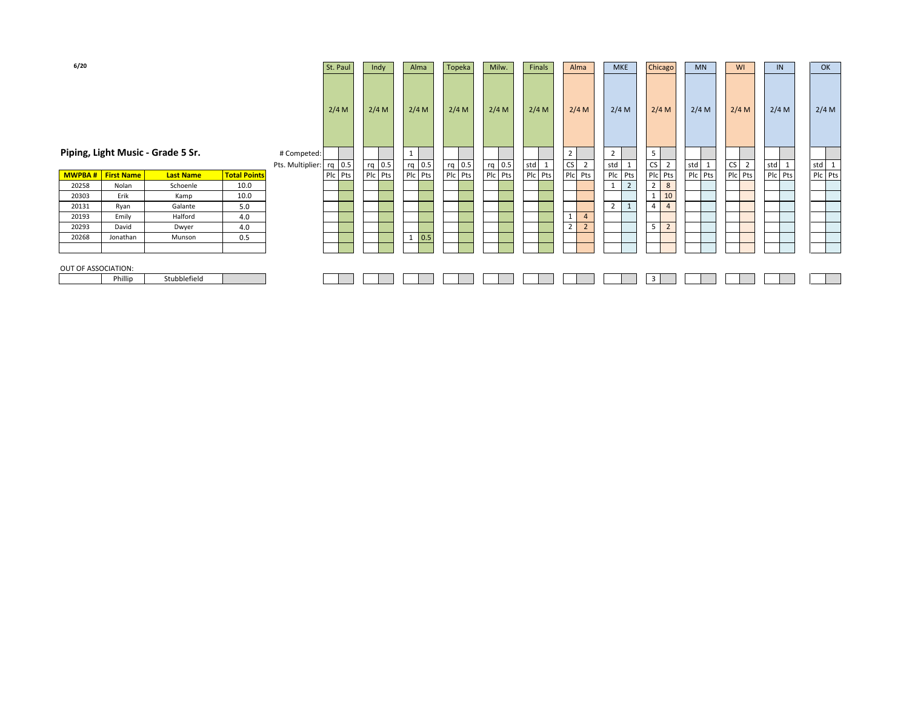6/20

## Piping, Light Music - Grade 5 Sr.

| MWPBA # | First Name | Last Name | Total Points | St. Paul 2/4 M Plc | St. Paul Pts | Indy 2/4 M Plc | Indy Pts | Alma 2/4 M Plc | Alma Pts | Topeka 2/4 M Plc | Topeka Pts | Milw. 2/4 M Plc | Milw. Pts | Finals 2/4 M Plc | Finals Pts | Alma 2/4 M Plc | Alma Pts | MKE 2/4 M Plc | MKE Pts | Chicago 2/4 M Plc | Chicago Pts | MN 2/4 M Plc | MN Pts | WI 2/4 M Plc | WI Pts | IN 2/4 M Plc | IN Pts | OK 2/4 M Plc | OK Pts |
|---|---|---|---|---|---|---|---|---|---|---|---|---|---|---|---|---|---|---|---|---|---|---|---|---|---|---|---|---|---|
| | | | # Competed: | | | | | 1 | | | | | | | | 2 | | 2 | | 5 | | | | | | | | | |
| | | | Pts. Multiplier: | rq | 0.5 | rq | 0.5 | rq | 0.5 | rq | 0.5 | rq | 0.5 | std | 1 | CS | 2 | std | 1 | CS | 2 | std | 1 | CS | 2 | std | 1 | std | 1 |
| 20258 | Nolan | Schoenle | 10.0 | | | | | | | | | | | | | | | 1 | 2 | 2 | 8 | | | | | | | | |
| 20303 | Erik | Kamp | 10.0 | | | | | | | | | | | | | | | | | 1 | 10 | | | | | | | | |
| 20131 | Ryan | Galante | 5.0 | | | | | | | | | | | | | | | 2 | 1 | 4 | 4 | | | | | | | | |
| 20193 | Emily | Halford | 4.0 | | | | | | | | | | | | | 1 | 4 | | | | | | | | | | | | |
| 20293 | David | Dwyer | 4.0 | | | | | | | | | | | | | 2 | 2 | | | 5 | 2 | | | | | | | | |
| 20268 | Jonathan | Munson | 0.5 | | | | | 1 | 0.5 | | | | | | | | | | | | | | | | | | | | |
| | | | | | | | | | | | | | | | | | | | | | | | | | | | | | |

OUT OF ASSOCIATION:

| MWPBA # | First Name | Last Name | Total Points | St. Paul Plc | St. Paul Pts | Indy Plc | Indy Pts | Alma Plc | Alma Pts | Topeka Plc | Topeka Pts | Milw. Plc | Milw. Pts | Finals Plc | Finals Pts | Alma Plc | Alma Pts | MKE Plc | MKE Pts | Chicago Plc | Chicago Pts | MN Plc | MN Pts | WI Plc | WI Pts | IN Plc | IN Pts | OK Plc | OK Pts |
|---|---|---|---|---|---|---|---|---|---|---|---|---|---|---|---|---|---|---|---|---|---|---|---|---|---|---|---|---|---|
| | Phillip | Stubblefield | | | | | | | | | | | | | | | | | | 3 | | | | | | | | | |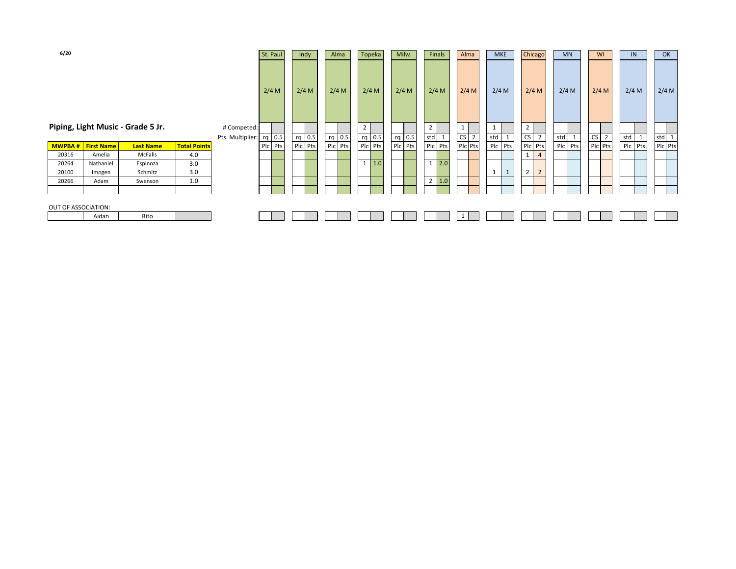6/20

## Piping, Light Music - Grade 5 Jr.

| MWPBA # | First Name | Last Name | Total Points | St. Paul Plc | St. Paul Pts | Indy Plc | Indy Pts | Alma Plc | Alma Pts | Topeka Plc | Topeka Pts | Milw. Plc | Milw. Pts | Finals Plc | Finals Pts | Alma Plc | Alma Pts | MKE Plc | MKE Pts | Chicago Plc | Chicago Pts | MN Plc | MN Pts | WI Plc | WI Pts | IN Plc | IN Pts | OK Plc | OK Pts |
|---|---|---|---|---|---|---|---|---|---|---|---|---|---|---|---|---|---|---|---|---|---|---|---|---|---|---|---|---|---|
| | | | Event | 2/4 M | | 2/4 M | | 2/4 M | | 2/4 M | | 2/4 M | | 2/4 M | | 2/4 M | | 2/4 M | | 2/4 M | | 2/4 M | | 2/4 M | | 2/4 M | | 2/4 M | |
| | | | # Competed: | | | | | | | 2 | | | | 2 | | 1 | | 1 | | 2 | | | | | | | | | |
| | | | Pts. Multiplier: | rq | 0.5 | rq | 0.5 | rq | 0.5 | rq | 0.5 | rq | 0.5 | std | 1 | CS | 2 | std | 1 | CS | 2 | std | 1 | CS | 2 | std | 1 | std | 1 |
| 20316 | Amelia | McFalls | 4.0 | | | | | | | | | | | | | | | | | 1 | 4 | | | | | | | | |
| 20264 | Nathaniel | Espinoza | 3.0 | | | | | | | 1 | 1.0 | | | 1 | 2.0 | | | | | | | | | | | | | | |
| 20100 | Imogen | Schmitz | 3.0 | | | | | | | | | | | | | | | 1 | 1 | 2 | 2 | | | | | | | | |
| 20266 | Adam | Swenson | 1.0 | | | | | | | | | | | 2 | 1.0 | | | | | | | | | | | | | | |
| | | | | | | | | | | | | | | | | | | | | | | | | | | | | | |

OUT OF ASSOCIATION:

| MWPBA # | First Name | Last Name | Total Points | St. Paul Plc | St. Paul Pts | Indy Plc | Indy Pts | Alma Plc | Alma Pts | Topeka Plc | Topeka Pts | Milw. Plc | Milw. Pts | Finals Plc | Finals Pts | Alma Plc | Alma Pts | MKE Plc | MKE Pts | Chicago Plc | Chicago Pts | MN Plc | MN Pts | WI Plc | WI Pts | IN Plc | IN Pts | OK Plc | OK Pts |
|---|---|---|---|---|---|---|---|---|---|---|---|---|---|---|---|---|---|---|---|---|---|---|---|---|---|---|---|---|---|
| | Aidan | Rito | | | | | | | | | | | | | | 1 | | | | | | | | | | | | | |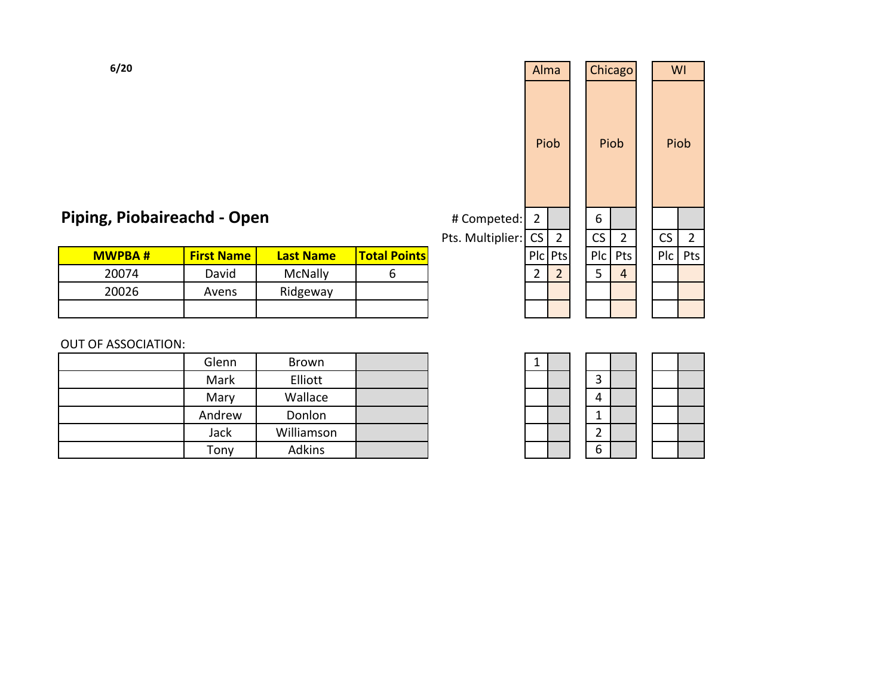6/20

## Piping, Piobaireachd - Open

| | | | | Alma | | Chicago | | WI | |
|---|---|---|---|---|---|---|---|---|---|
| | | | | Piob | | Piob | | Piob | |
| | | | # Competed: | 2 | | 6 | | | |
| | | | Pts. Multiplier: | CS | 2 | CS | 2 | CS | 2 |
| **MWPBA #** | **First Name** | **Last Name** | **Total Points** | Plc | Pts | Plc | Pts | Plc | Pts |
| 20074 | David | McNally | 6 | 2 | 2 | 5 | 4 | | |
| 20026 | Avens | Ridgeway | | | | | | | |
| | | | | | | | | | |

OUT OF ASSOCIATION:

| | First Name | Last Name | Total Points | Alma Plc | Alma Pts | Chicago Plc | Chicago Pts | WI Plc | WI Pts |
|---|---|---|---|---|---|---|---|---|---|
| | Glenn | Brown | | 1 | | | | | |
| | Mark | Elliott | | | | 3 | | | |
| | Mary | Wallace | | | | 4 | | | |
| | Andrew | Donlon | | | | 1 | | | |
| | Jack | Williamson | | | | 2 | | | |
| | Tony | Adkins | | | | 6 | | | |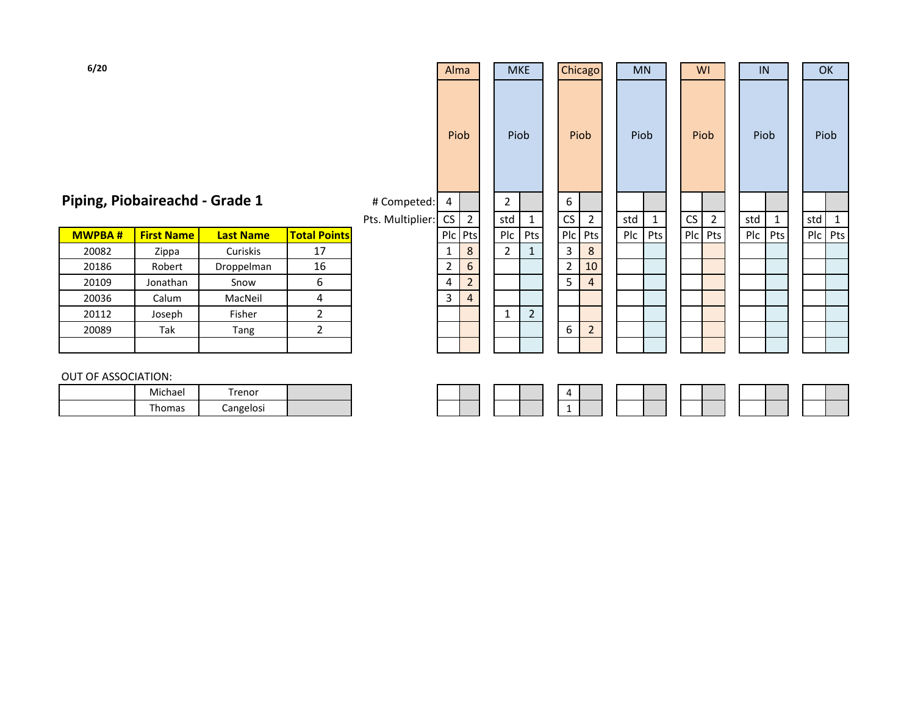6/20

## Piping, Piobaireachd - Grade 1

| MWPBA # | First Name | Last Name | Total Points | Alma Piob Plc | Alma Piob Pts | MKE Piob Plc | MKE Piob Pts | Chicago Piob Plc | Chicago Piob Pts | MN Piob Plc | MN Piob Pts | WI Piob Plc | WI Piob Pts | IN Piob Plc | IN Piob Pts | OK Piob Plc | OK Piob Pts |
|---|---|---|---|---|---|---|---|---|---|---|---|---|---|---|---|---|---|
| | | | # Competed: | 4 | | 2 | | 6 | | | | | | | | | |
| | | | Pts. Multiplier: | CS | 2 | std | 1 | CS | 2 | std | 1 | CS | 2 | std | 1 | std | 1 |
| 20082 | Zippa | Curiskis | 17 | 1 | 8 | 2 | 1 | 3 | 8 | | | | | | | | |
| 20186 | Robert | Droppelman | 16 | 2 | 6 | | | 2 | 10 | | | | | | | | |
| 20109 | Jonathan | Snow | 6 | 4 | 2 | | | 5 | 4 | | | | | | | | |
| 20036 | Calum | MacNeil | 4 | 3 | 4 | | | | | | | | | | | | |
| 20112 | Joseph | Fisher | 2 | | | 1 | 2 | | | | | | | | | | |
| 20089 | Tak | Tang | 2 | | | | | 6 | 2 | | | | | | | | |
| | | | | | | | | | | | | | | | | | |

OUT OF ASSOCIATION:

| MWPBA # | First Name | Last Name | Total Points | Alma Plc | Alma Pts | MKE Plc | MKE Pts | Chicago Plc | Chicago Pts | MN Plc | MN Pts | WI Plc | WI Pts | IN Plc | IN Pts | OK Plc | OK Pts |
|---|---|---|---|---|---|---|---|---|---|---|---|---|---|---|---|---|---|
| | Michael | Trenor | | | | | | 4 | | | | | | | | | |
| | Thomas | Cangelosi | | | | | | 1 | | | | | | | | | |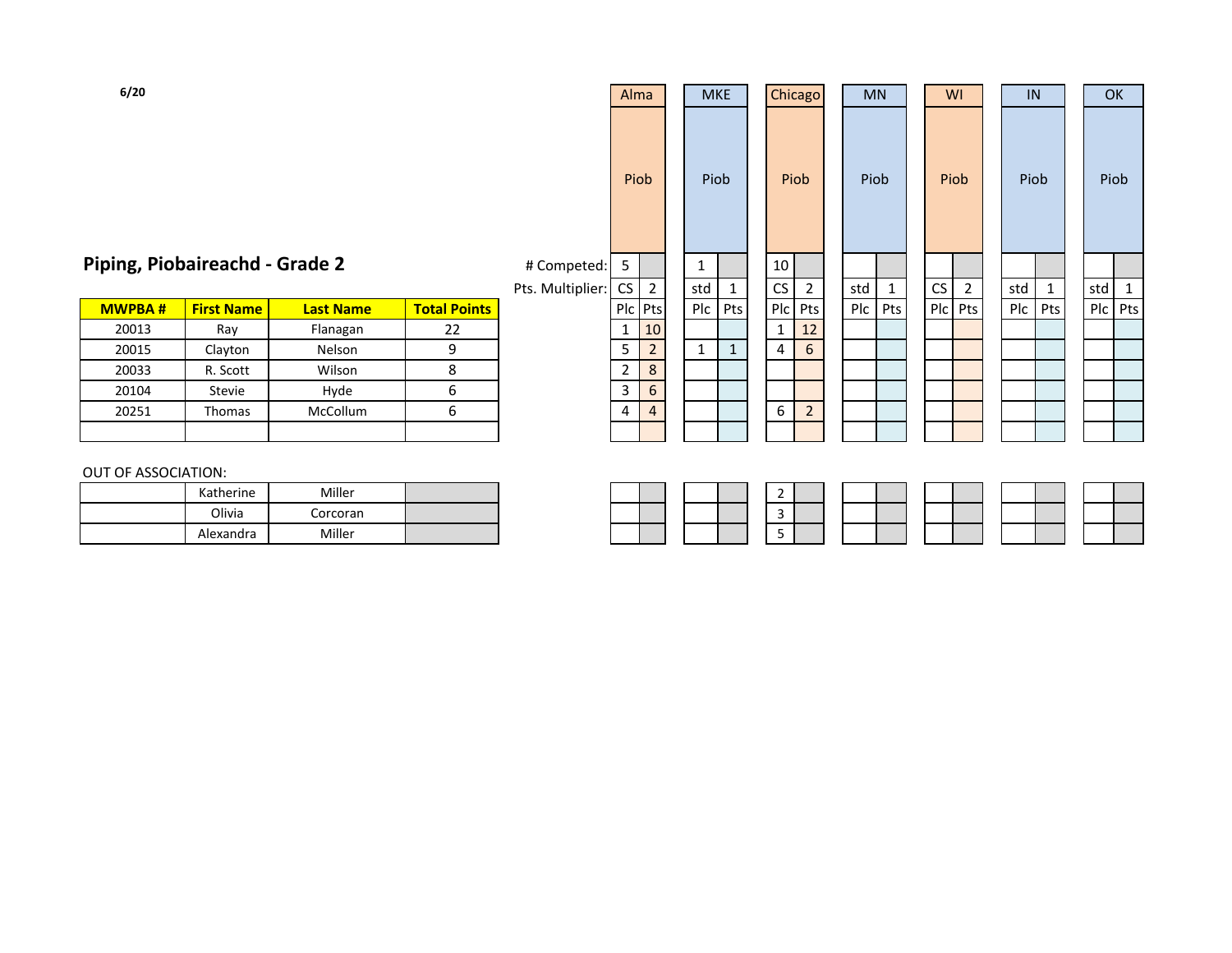6/20

## Piping, Piobaireachd - Grade 2

| | | | | Alma | | MKE | | Chicago | | MN | | WI | | IN | | OK | |
|---|---|---|---|---|---|---|---|---|---|---|---|---|---|---|---|---|---|
| | | | | Piob | | Piob | | Piob | | Piob | | Piob | | Piob | | Piob | |
| | | | # Competed: | 5 | | 1 | | 10 | | | | | | | | | |
| | | | Pts. Multiplier: | CS | 2 | std | 1 | CS | 2 | std | 1 | CS | 2 | std | 1 | std | 1 |
| **MWPBA #** | **First Name** | **Last Name** | **Total Points** | Plc | Pts | Plc | Pts | Plc | Pts | Plc | Pts | Plc | Pts | Plc | Pts | Plc | Pts |
| 20013 | Ray | Flanagan | 22 | 1 | 10 | | | 1 | 12 | | | | | | | | |
| 20015 | Clayton | Nelson | 9 | 5 | 2 | 1 | 1 | 4 | 6 | | | | | | | | |
| 20033 | R. Scott | Wilson | 8 | 2 | 8 | | | | | | | | | | | | |
| 20104 | Stevie | Hyde | 6 | 3 | 6 | | | | | | | | | | | | |
| 20251 | Thomas | McCollum | 6 | 4 | 4 | | | 6 | 2 | | | | | | | | |
| | | | | | | | | | | | | | | | | | |

OUT OF ASSOCIATION:

| | First Name | Last Name | | Alma | | MKE | | Chicago | | MN | | WI | | IN | | OK | |
|---|---|---|---|---|---|---|---|---|---|---|---|---|---|---|---|---|---|
| | Katherine | Miller | | | | | | 2 | | | | | | | | | |
| | Olivia | Corcoran | | | | | | 3 | | | | | | | | | |
| | Alexandra | Miller | | | | | | 5 | | | | | | | | | |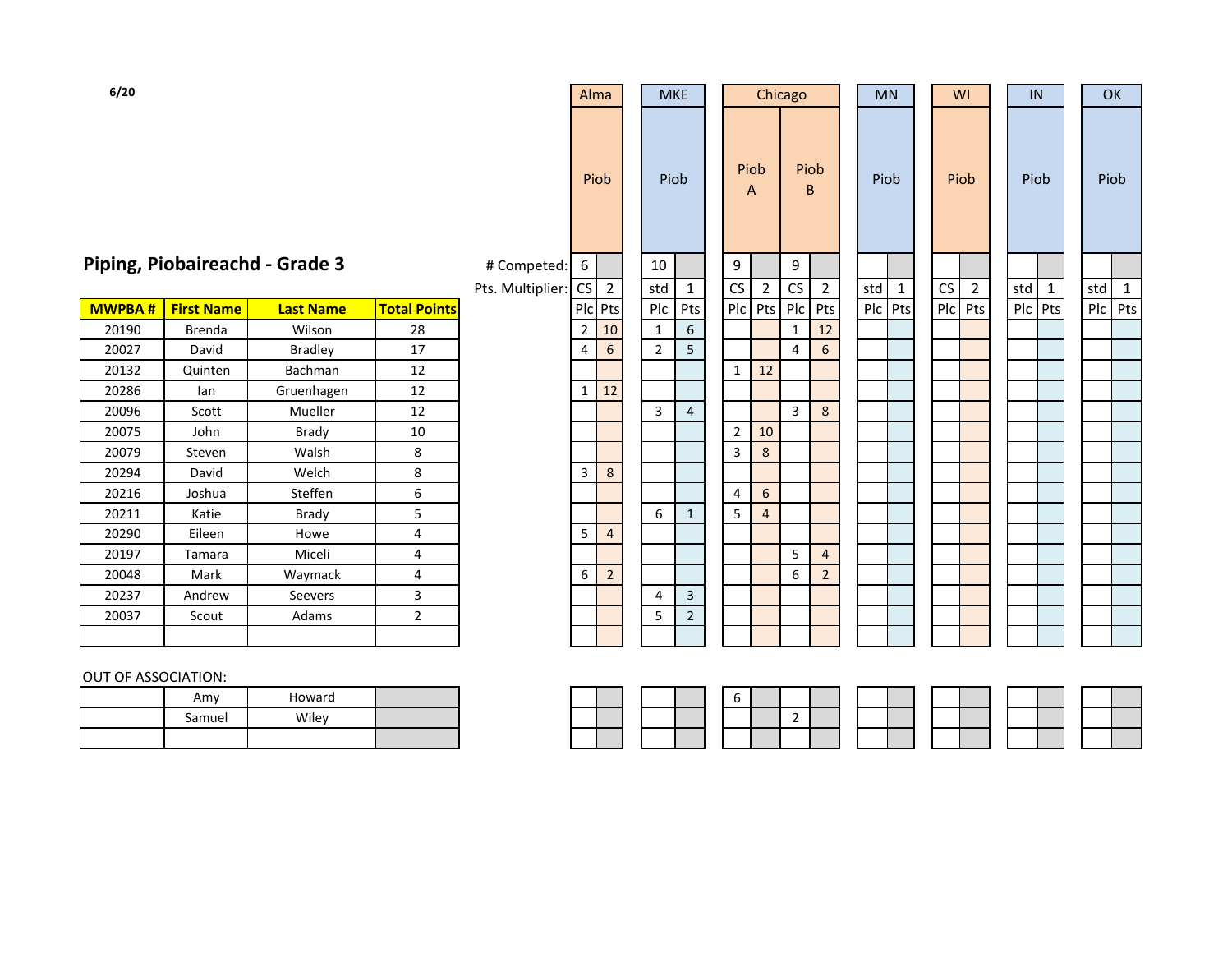6/20

## Piping, Piobaireachd - Grade 3

| MWPBA # | First Name | Last Name | Total Points | Alma Piob Plc | Alma Piob Pts | MKE Piob Plc | MKE Piob Pts | Chicago Piob A Plc | Chicago Piob A Pts | Chicago Piob B Plc | Chicago Piob B Pts | MN Piob Plc | MN Piob Pts | WI Piob Plc | WI Piob Pts | IN Piob Plc | IN Piob Pts | OK Piob Plc | OK Piob Pts |
|---|---|---|---|---|---|---|---|---|---|---|---|---|---|---|---|---|---|---|---|
| | | | # Competed: | 6 | | 10 | | 9 | | 9 | | | | | | | | | |
| | | | Pts. Multiplier: | CS | 2 | std | 1 | CS | 2 | CS | 2 | std | 1 | CS | 2 | std | 1 | std | 1 |
| 20190 | Brenda | Wilson | 28 | 2 | 10 | 1 | 6 | | | 1 | 12 | | | | | | | | |
| 20027 | David | Bradley | 17 | 4 | 6 | 2 | 5 | | | 4 | 6 | | | | | | | | |
| 20132 | Quinten | Bachman | 12 | | | | | 1 | 12 | | | | | | | | | | |
| 20286 | Ian | Gruenhagen | 12 | 1 | 12 | | | | | | | | | | | | | | |
| 20096 | Scott | Mueller | 12 | | | 3 | 4 | | | 3 | 8 | | | | | | | | |
| 20075 | John | Brady | 10 | | | | | 2 | 10 | | | | | | | | | | |
| 20079 | Steven | Walsh | 8 | | | | | 3 | 8 | | | | | | | | | | |
| 20294 | David | Welch | 8 | 3 | 8 | | | | | | | | | | | | | | |
| 20216 | Joshua | Steffen | 6 | | | | | 4 | 6 | | | | | | | | | | |
| 20211 | Katie | Brady | 5 | | | 6 | 1 | 5 | 4 | | | | | | | | | | |
| 20290 | Eileen | Howe | 4 | 5 | 4 | | | | | | | | | | | | | | |
| 20197 | Tamara | Miceli | 4 | | | | | | | 5 | 4 | | | | | | | | |
| 20048 | Mark | Waymack | 4 | 6 | 2 | | | | | 6 | 2 | | | | | | | | |
| 20237 | Andrew | Seevers | 3 | | | 4 | 3 | | | | | | | | | | | | |
| 20037 | Scout | Adams | 2 | | | 5 | 2 | | | | | | | | | | | | |
| | | | | | | | | | | | | | | | | | | | |

OUT OF ASSOCIATION:

| MWPBA # | First Name | Last Name | Total Points | Alma Piob Plc | Alma Piob Pts | MKE Piob Plc | MKE Piob Pts | Chicago Piob A Plc | Chicago Piob A Pts | Chicago Piob B Plc | Chicago Piob B Pts | MN Piob Plc | MN Piob Pts | WI Piob Plc | WI Piob Pts | IN Piob Plc | IN Piob Pts | OK Piob Plc | OK Piob Pts |
|---|---|---|---|---|---|---|---|---|---|---|---|---|---|---|---|---|---|---|---|
| | Amy | Howard | | | | | | 6 | | | | | | | | | | | |
| | Samuel | Wiley | | | | | | | | 2 | | | | | | | | | |
| | | | | | | | | | | | | | | | | | | | |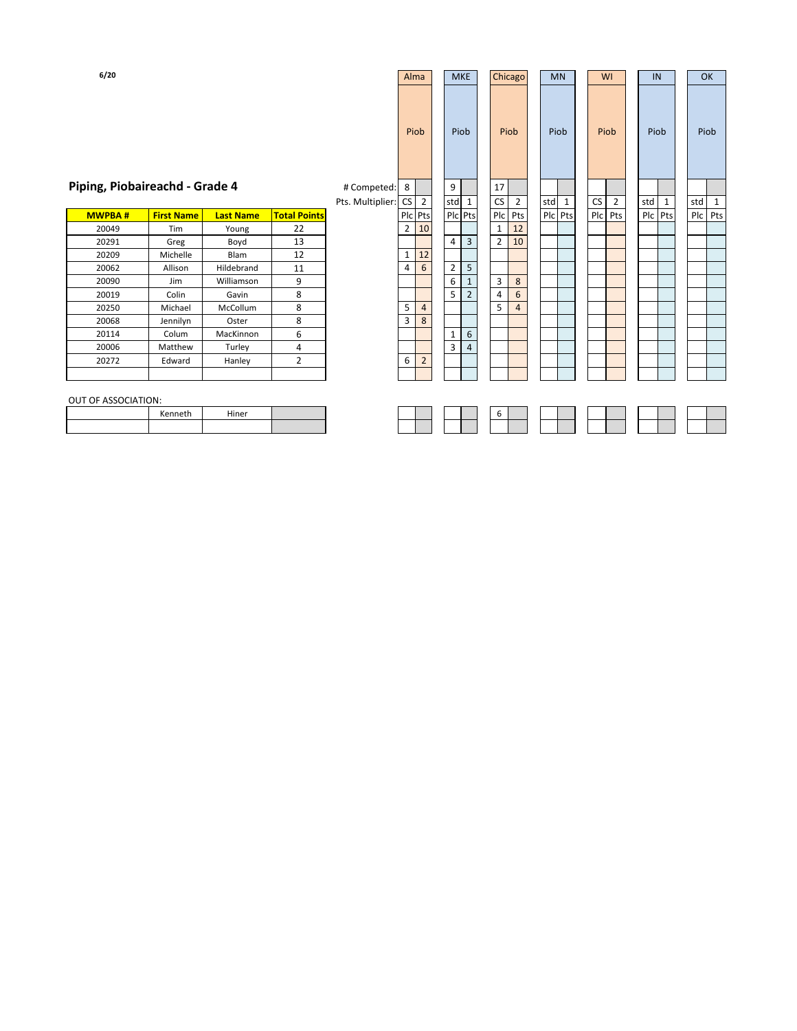6/20

## Piping, Piobaireachd - Grade 4

| | | | | Alma | | MKE | | Chicago | | MN | | WI | | IN | | OK | |
|---|---|---|---|---|---|---|---|---|---|---|---|---|---|---|---|---|---|
| | | | | Piob | | Piob | | Piob | | Piob | | Piob | | Piob | | Piob | |
| | | | # Competed: | 8 | | 9 | | 17 | | | | | | | | | |
| | | | Pts. Multiplier: | CS | 2 | std | 1 | CS | 2 | std | 1 | CS | 2 | std | 1 | std | 1 |
| **MWPBA #** | **First Name** | **Last Name** | **Total Points** | Plc | Pts | Plc | Pts | Plc | Pts | Plc | Pts | Plc | Pts | Plc | Pts | Plc | Pts |
| 20049 | Tim | Young | 22 | 2 | 10 | | | 1 | 12 | | | | | | | | |
| 20291 | Greg | Boyd | 13 | | | 4 | 3 | 2 | 10 | | | | | | | | |
| 20209 | Michelle | Blam | 12 | 1 | 12 | | | | | | | | | | | | |
| 20062 | Allison | Hildebrand | 11 | 4 | 6 | 2 | 5 | | | | | | | | | | |
| 20090 | Jim | Williamson | 9 | | | 6 | 1 | 3 | 8 | | | | | | | | |
| 20019 | Colin | Gavin | 8 | | | 5 | 2 | 4 | 6 | | | | | | | | |
| 20250 | Michael | McCollum | 8 | 5 | 4 | | | 5 | 4 | | | | | | | | |
| 20068 | Jennilyn | Oster | 8 | 3 | 8 | | | | | | | | | | | | |
| 20114 | Colum | MacKinnon | 6 | | | 1 | 6 | | | | | | | | | | |
| 20006 | Matthew | Turley | 4 | | | 3 | 4 | | | | | | | | | | |
| 20272 | Edward | Hanley | 2 | 6 | 2 | | | | | | | | | | | | |
| | | | | | | | | | | | | | | | | | |

OUT OF ASSOCIATION:

| | | | | Alma | | MKE | | Chicago | | MN | | WI | | IN | | OK | |
|---|---|---|---|---|---|---|---|---|---|---|---|---|---|---|---|---|---|
| | Kenneth | Hiner | | | | | | 6 | | | | | | | | | |
| | | | | | | | | | | | | | | | | | |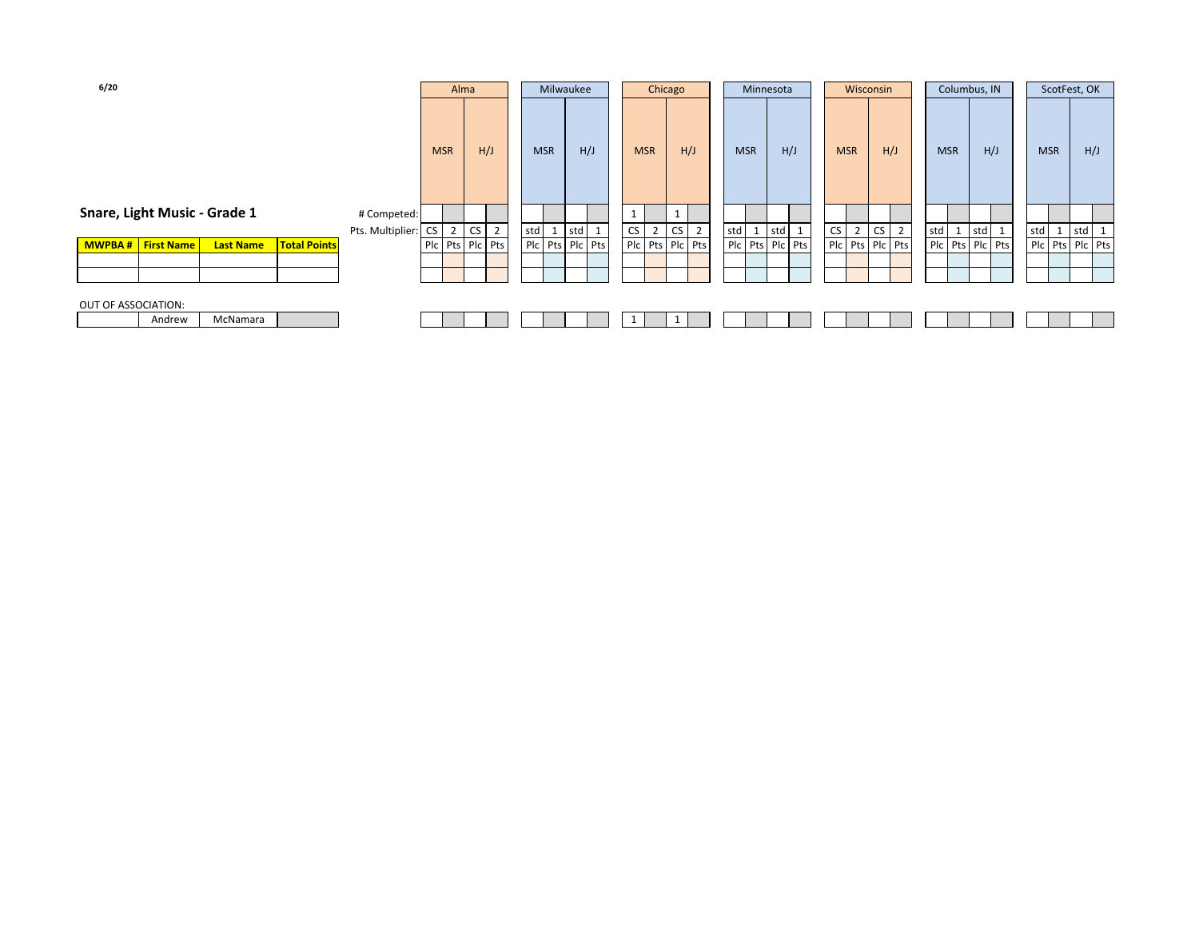6/20

## Snare, Light Music - Grade 1

| | Alma | | | | Milwaukee | | | | Chicago | | | | Minnesota | | | | Wisconsin | | | | Columbus, IN | | | | ScotFest, OK | | | |
|---|---|---|---|---|---|---|---|---|---|---|---|---|---|---|---|---|---|---|---|---|---|---|---|---|---|---|---|---|
| | MSR | | H/J | | MSR | | H/J | | MSR | | H/J | | MSR | | H/J | | MSR | | H/J | | MSR | | H/J | | MSR | | H/J | |
| # Competed: | | | | | | | | | 1 | | 1 | | | | | | | | | | | | | | | | | |
| Pts. Multiplier: | CS | 2 | CS | 2 | std | 1 | std | 1 | CS | 2 | CS | 2 | std | 1 | std | 1 | CS | 2 | CS | 2 | std | 1 | std | 1 | std | 1 | std | 1 |
| | Plc | Pts | Plc | Pts | Plc | Pts | Plc | Pts | Plc | Pts | Plc | Pts | Plc | Pts | Plc | Pts | Plc | Pts | Plc | Pts | Plc | Pts | Plc | Pts | Plc | Pts | Plc | Pts |

| MWPBA # | First Name | Last Name | Total Points |
|---|---|---|---|
| | | | |
| | | | |

OUT OF ASSOCIATION:

| MWPBA # | First Name | Last Name | Total Points | Alma MSR Plc | Alma MSR Pts | Alma H/J Plc | Alma H/J Pts | Milwaukee MSR Plc | Milwaukee MSR Pts | Milwaukee H/J Plc | Milwaukee H/J Pts | Chicago MSR Plc | Chicago MSR Pts | Chicago H/J Plc | Chicago H/J Pts | Minnesota MSR Plc | Minnesota MSR Pts | Minnesota H/J Plc | Minnesota H/J Pts | Wisconsin MSR Plc | Wisconsin MSR Pts | Wisconsin H/J Plc | Wisconsin H/J Pts | Columbus, IN MSR Plc | Columbus, IN MSR Pts | Columbus, IN H/J Plc | Columbus, IN H/J Pts | ScotFest, OK MSR Plc | ScotFest, OK MSR Pts | ScotFest, OK H/J Plc | ScotFest, OK H/J Pts |
|---|---|---|---|---|---|---|---|---|---|---|---|---|---|---|---|---|---|---|---|---|---|---|---|---|---|---|---|---|---|---|---|
| | Andrew | McNamara | | | | | | | | | | 1 | | 1 | | | | | | | | | | | | | | | | | |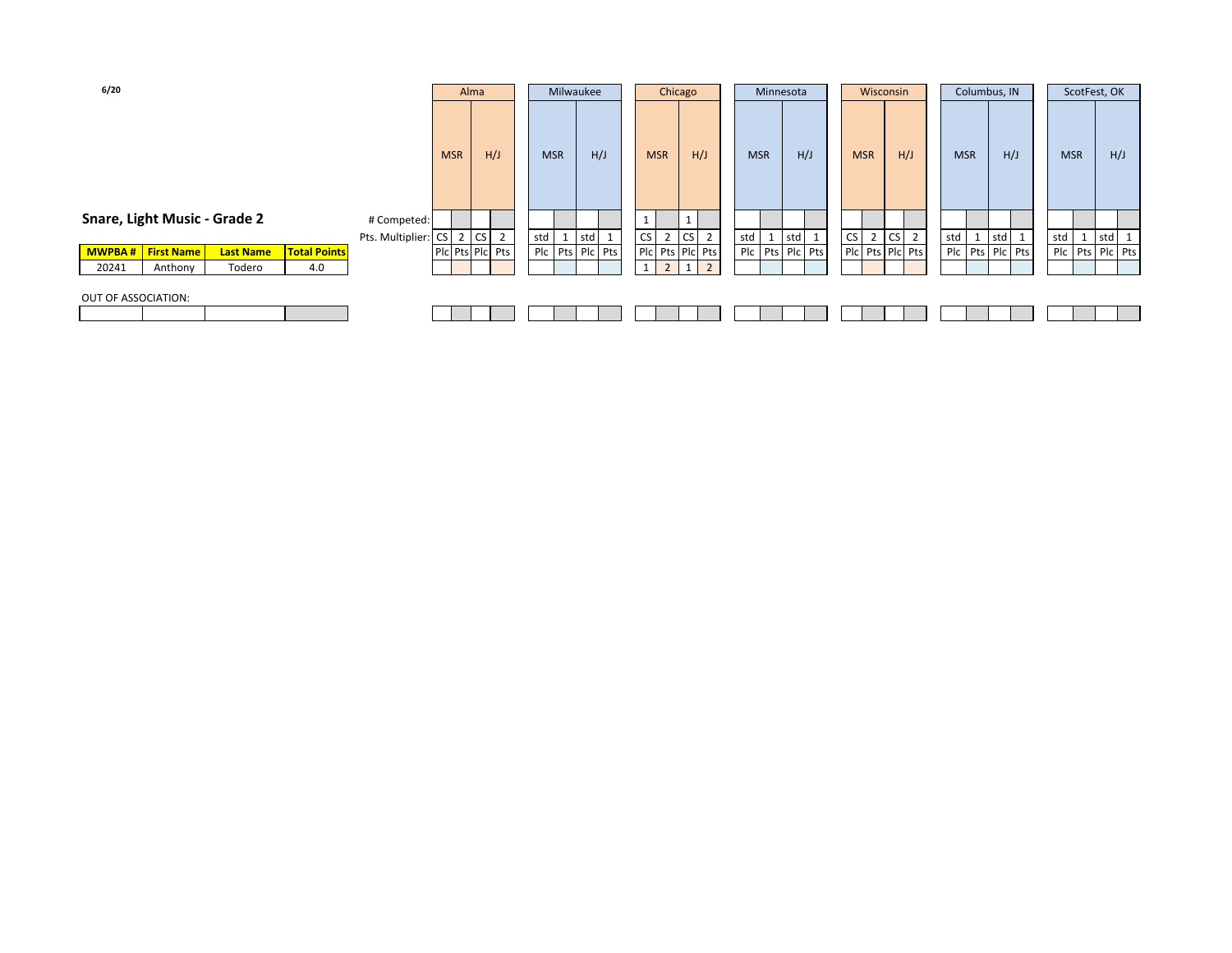6/20

## Snare, Light Music - Grade 2

| | | | | Alma | | | | Milwaukee | | | | Chicago | | | | Minnesota | | | | Wisconsin | | | | Columbus, IN | | | | ScotFest, OK | | | |
|---|---|---|---|---|---|---|---|---|---|---|---|---|---|---|---|---|---|---|---|---|---|---|---|---|---|---|---|---|---|---|---|
| | | | | MSR | | H/J | | MSR | | H/J | | MSR | | H/J | | MSR | | H/J | | MSR | | H/J | | MSR | | H/J | | MSR | | H/J | |
| | | | # Competed: | | | | | | | | | 1 | | 1 | | | | | | | | | | | | | | | | | |
| | | | Pts. Multiplier: | CS | 2 | CS | 2 | std | 1 | std | 1 | CS | 2 | CS | 2 | std | 1 | std | 1 | CS | 2 | CS | 2 | std | 1 | std | 1 | std | 1 | std | 1 |
| **MWPBA #** | **First Name** | **Last Name** | **Total Points** | Plc | Pts | Plc | Pts | Plc | Pts | Plc | Pts | Plc | Pts | Plc | Pts | Plc | Pts | Plc | Pts | Plc | Pts | Plc | Pts | Plc | Pts | Plc | Pts | Plc | Pts | Plc | Pts |
| 20241 | Anthony | Todero | 4.0 | | | | | | | | | 1 | 2 | 1 | 2 | | | | | | | | | | | | | | | | |

OUT OF ASSOCIATION:

| | | | | | | | | | | | | | | | | | | | | | | | | | | | | | | | |
|---|---|---|---|---|---|---|---|---|---|---|---|---|---|---|---|---|---|---|---|---|---|---|---|---|---|---|---|---|---|---|---|
| | | | | | | | | | | | | | | | | | | | | | | | | | | | | | | | |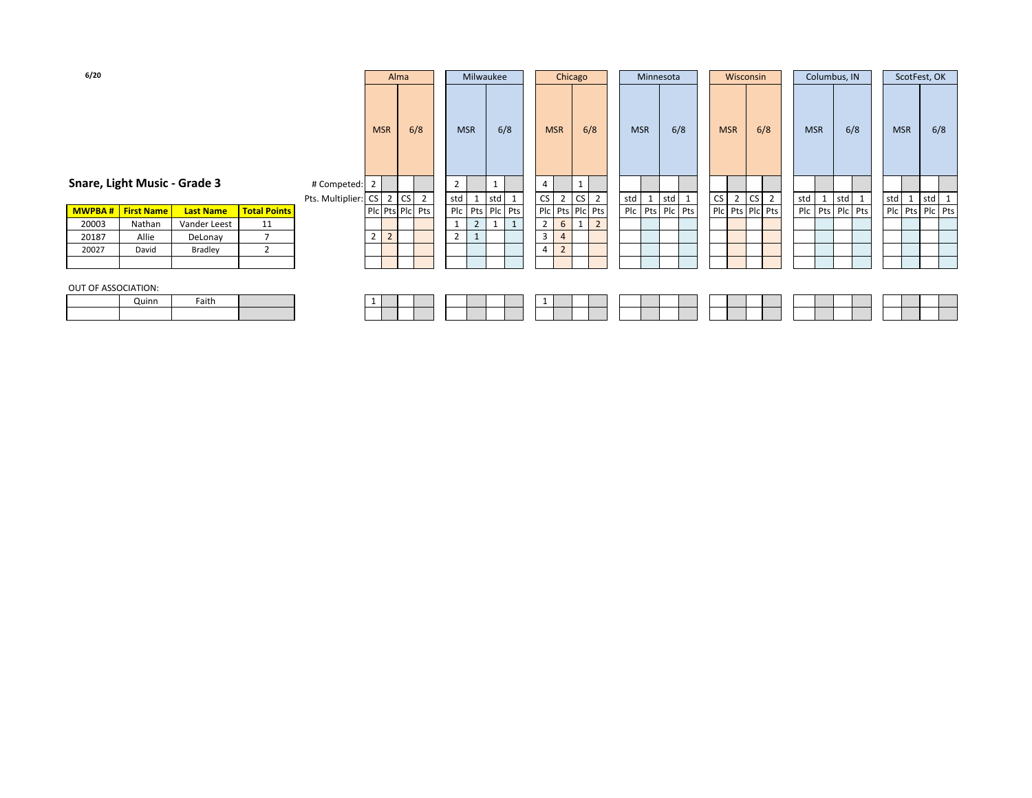6/20

## Snare, Light Music - Grade 3

| MWPBA # | First Name | Last Name | Total Points | | Alma | | | | Milwaukee | | | | Chicago | | | | Minnesota | | | | Wisconsin | | | | Columbus, IN | | | | ScotFest, OK | | | |
|---|---|---|---|---|---|---|---|---|---|---|---|---|---|---|---|---|---|---|---|---|---|---|---|---|---|---|---|---|---|---|---|---|
| | | | | | MSR | | 6/8 | | MSR | | 6/8 | | MSR | | 6/8 | | MSR | | 6/8 | | MSR | | 6/8 | | MSR | | 6/8 | | MSR | | 6/8 | |
| | | | | # Competed: | 2 | | | | 2 | | 1 | | 4 | | 1 | | | | | | | | | | | | | | | | | |
| | | | | Pts. Multiplier: | CS | 2 | CS | 2 | std | 1 | std | 1 | CS | 2 | CS | 2 | std | 1 | std | 1 | CS | 2 | CS | 2 | std | 1 | std | 1 | std | 1 | std | 1 |
| | | | | | Plc | Pts | Plc | Pts | Plc | Pts | Plc | Pts | Plc | Pts | Plc | Pts | Plc | Pts | Plc | Pts | Plc | Pts | Plc | Pts | Plc | Pts | Plc | Pts | Plc | Pts | Plc | Pts |
| 20003 | Nathan | Vander Leest | 11 | | | | | | 1 | 2 | 1 | 1 | 2 | 6 | 1 | 2 | | | | | | | | | | | | | | | | |
| 20187 | Allie | DeLonay | 7 | | 2 | 2 | | | 2 | 1 | | | 3 | 4 | | | | | | | | | | | | | | | | | | |
| 20027 | David | Bradley | 2 | | | | | | | | | | 4 | 2 | | | | | | | | | | | | | | | | | | |
| | | | | | | | | | | | | | | | | | | | | | | | | | | | | | | | | |

OUT OF ASSOCIATION:

| | First Name | Last Name | | Alma | | | | Milwaukee | | | | Chicago | | | | Minnesota | | | | Wisconsin | | | | Columbus, IN | | | | ScotFest, OK | | | |
|---|---|---|---|---|---|---|---|---|---|---|---|---|---|---|---|---|---|---|---|---|---|---|---|---|---|---|---|---|---|---|---|
| | Quinn | Faith | | 1 | | | | | | | | 1 | | | | | | | | | | | | | | | | | | | |
| | | | | | | | | | | | | | | | | | | | | | | | | | | | | | | | |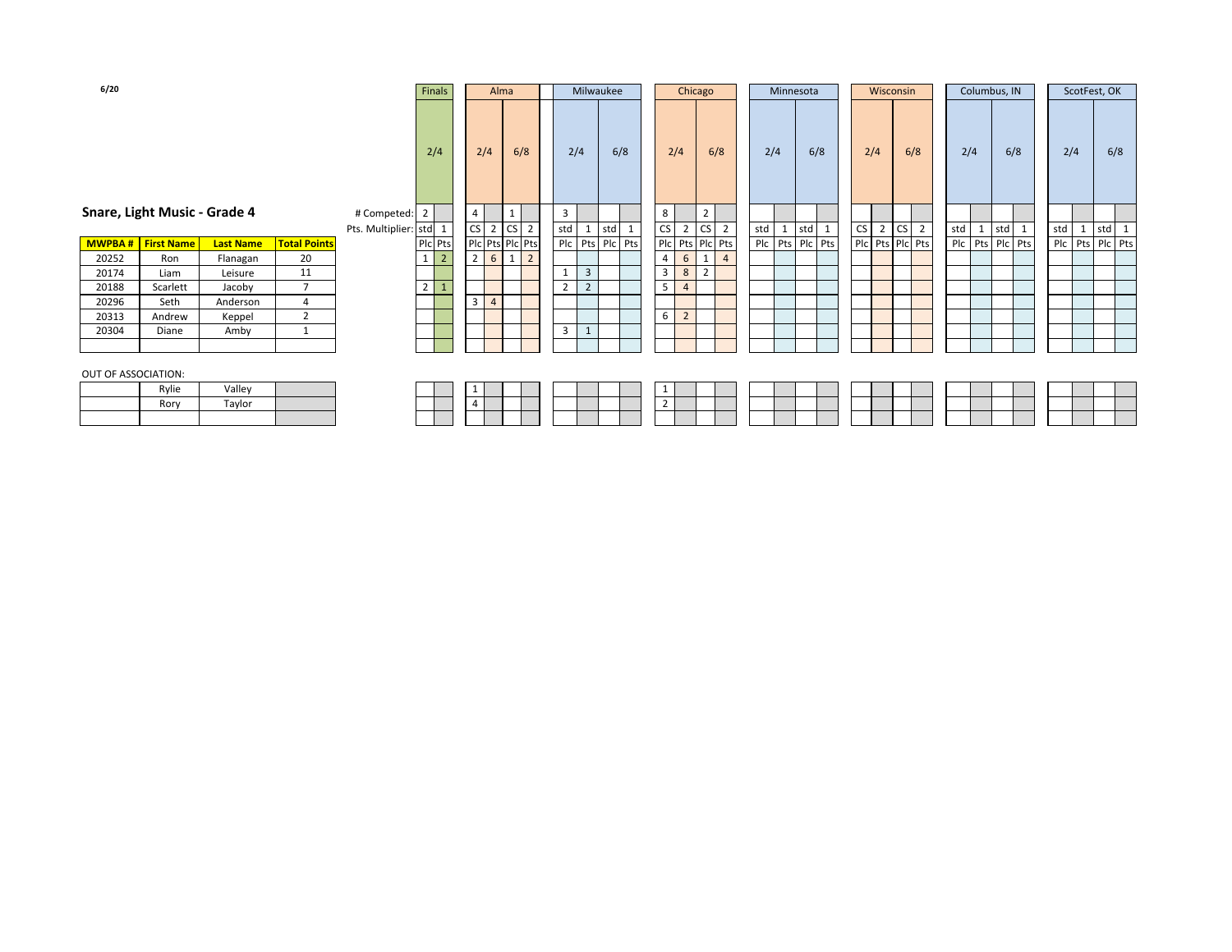6/20

## Snare, Light Music - Grade 4

| | | | | Finals | | Alma | | | | Milwaukee | | | | Chicago | | | | Minnesota | | | | Wisconsin | | | | Columbus, IN | | | | ScotFest, OK | | | |
|---|---|---|---|---|---|---|---|---|---|---|---|---|---|---|---|---|---|---|---|---|---|---|---|---|---|---|---|---|---|---|---|---|---|
| | | | | 2/4 | | 2/4 | | 6/8 | | 2/4 | | 6/8 | | 2/4 | | 6/8 | | 2/4 | | 6/8 | | 2/4 | | 6/8 | | 2/4 | | 6/8 | | 2/4 | | 6/8 | |
| | | | # Competed: | 2 | | 4 | | 1 | | 3 | | | | 8 | | 2 | | | | | | | | | | | | | | | | | |
| | | | Pts. Multiplier: | std | 1 | CS | 2 | CS | 2 | std | 1 | std | 1 | CS | 2 | CS | 2 | std | 1 | std | 1 | CS | 2 | CS | 2 | std | 1 | std | 1 | std | 1 | std | 1 |
| **MWPBA #** | **First Name** | **Last Name** | **Total Points** | Plc | Pts | Plc | Pts | Plc | Pts | Plc | Pts | Plc | Pts | Plc | Pts | Plc | Pts | Plc | Pts | Plc | Pts | Plc | Pts | Plc | Pts | Plc | Pts | Plc | Pts | Plc | Pts | Plc | Pts |
| 20252 | Ron | Flanagan | 20 | 1 | 2 | 2 | 6 | 1 | 2 | | | | | 4 | 6 | 1 | 4 | | | | | | | | | | | | | | | | |
| 20174 | Liam | Leisure | 11 | | | | | | | 1 | 3 | | | 3 | 8 | 2 | | | | | | | | | | | | | | | | | |
| 20188 | Scarlett | Jacoby | 7 | 2 | 1 | | | | | 2 | 2 | | | 5 | 4 | | | | | | | | | | | | | | | | | | |
| 20296 | Seth | Anderson | 4 | | | 3 | 4 | | | | | | | | | | | | | | | | | | | | | | | | | | |
| 20313 | Andrew | Keppel | 2 | | | | | | | | | | | 6 | 2 | | | | | | | | | | | | | | | | | | |
| 20304 | Diane | Amby | 1 | | | | | | | 3 | 1 | | | | | | | | | | | | | | | | | | | | | | |

OUT OF ASSOCIATION:

| | First Name | Last Name | Total Points | Finals Plc | Finals Pts | Alma 2/4 Plc | Alma 2/4 Pts | Alma 6/8 Plc | Alma 6/8 Pts | Milwaukee 2/4 Plc | Milwaukee 2/4 Pts | Milwaukee 6/8 Plc | Milwaukee 6/8 Pts | Chicago 2/4 Plc | Chicago 2/4 Pts | Chicago 6/8 Plc | Chicago 6/8 Pts |
|---|---|---|---|---|---|---|---|---|---|---|---|---|---|---|---|---|---|
| | Rylie | Valley | | | | 1 | | | | | | | | 1 | | | |
| | Rory | Taylor | | | | 4 | | | | | | | | 2 | | | |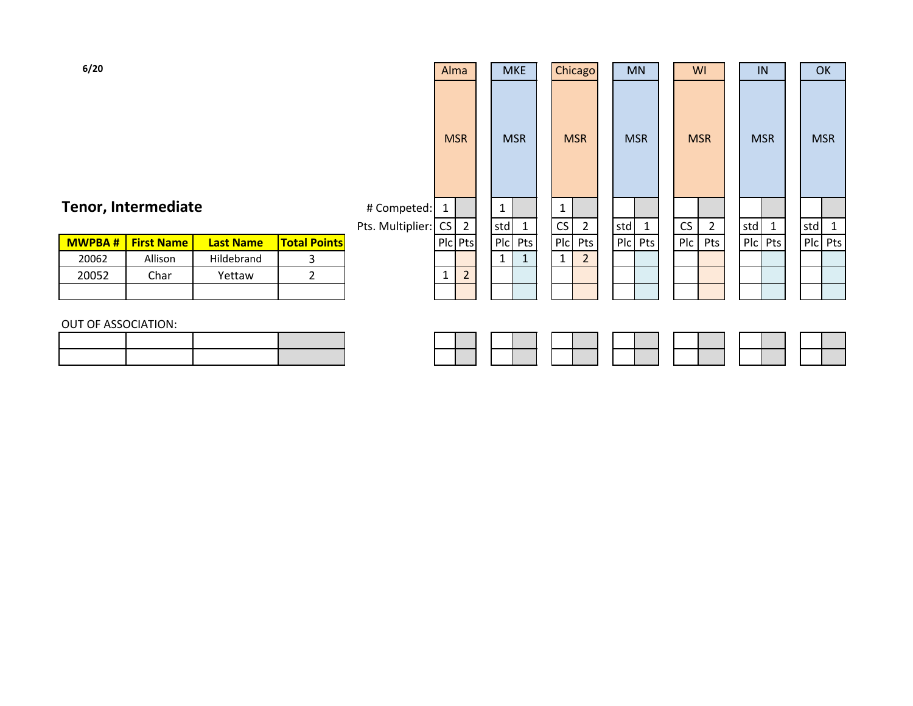6/20

## Tenor, Intermediate

| | | | | Alma | | MKE | | Chicago | | MN | | WI | | IN | | OK | |
|---|---|---|---|---|---|---|---|---|---|---|---|---|---|---|---|---|---|
| | | | | MSR | | MSR | | MSR | | MSR | | MSR | | MSR | | MSR | |
| | | | # Competed: | 1 | | 1 | | 1 | | | | | | | | | |
| | | | Pts. Multiplier: | CS | 2 | std | 1 | CS | 2 | std | 1 | CS | 2 | std | 1 | std | 1 |
| **MWPBA #** | **First Name** | **Last Name** | **Total Points** | Plc | Pts | Plc | Pts | Plc | Pts | Plc | Pts | Plc | Pts | Plc | Pts | Plc | Pts |
| 20062 | Allison | Hildebrand | 3 | | | 1 | 1 | 1 | 2 | | | | | | | | |
| 20052 | Char | Yettaw | 2 | 1 | 2 | | | | | | | | | | | | |
| | | | | | | | | | | | | | | | | | |

OUT OF ASSOCIATION:

| | | | | | | | | | | | | | | | | | |
|---|---|---|---|---|---|---|---|---|---|---|---|---|---|---|---|---|---|
| | | | | | | | | | | | | | | | | | |
| | | | | | | | | | | | | | | | | | |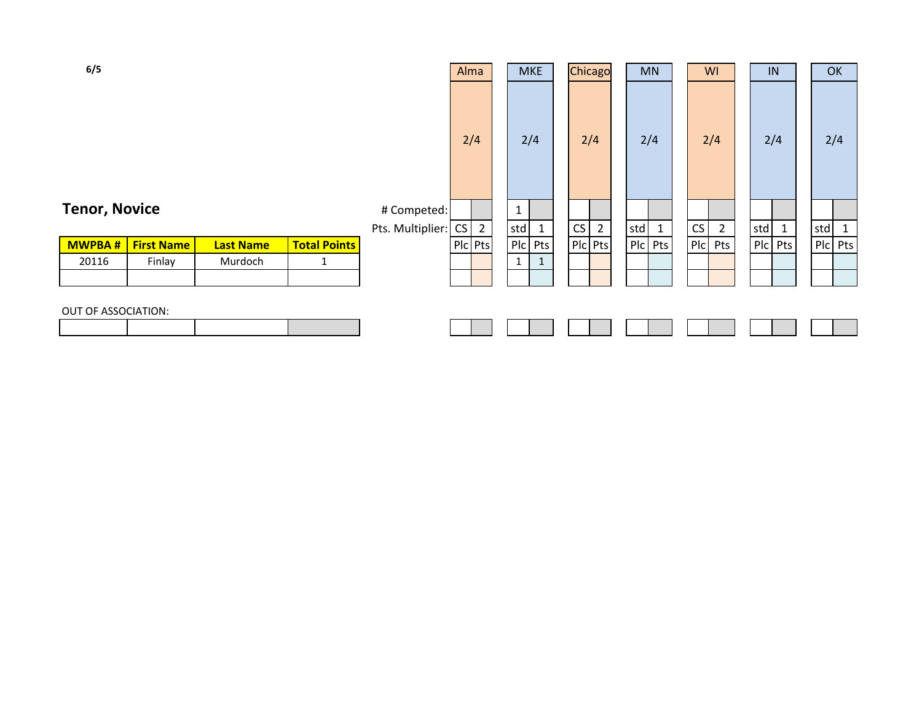6/5

## Tenor, Novice

| | | | | | Alma | | MKE | | Chicago | | MN | | WI | | IN | | OK | |
|---|---|---|---|---|---|---|---|---|---|---|---|---|---|---|---|---|---|---|
| | | | | | 2/4 | | 2/4 | | 2/4 | | 2/4 | | 2/4 | | 2/4 | | 2/4 | |
| | | | | # Competed: | | | 1 | | | | | | | | | | | |
| | | | | Pts. Multiplier: | CS | 2 | std | 1 | CS | 2 | std | 1 | CS | 2 | std | 1 | std | 1 |
| **MWPBA #** | **First Name** | **Last Name** | **Total Points** | | Plc | Pts | Plc | Pts | Plc | Pts | Plc | Pts | Plc | Pts | Plc | Pts | Plc | Pts |
| 20116 | Finlay | Murdoch | 1 | | | | 1 | 1 | | | | | | | | | | |
| | | | | | | | | | | | | | | | | | | |

OUT OF ASSOCIATION:

| | | | | | | | | | | | | | | | | | | |
|---|---|---|---|---|---|---|---|---|---|---|---|---|---|---|---|---|---|---|
| | | | | | | | | | | | | | | | | | | |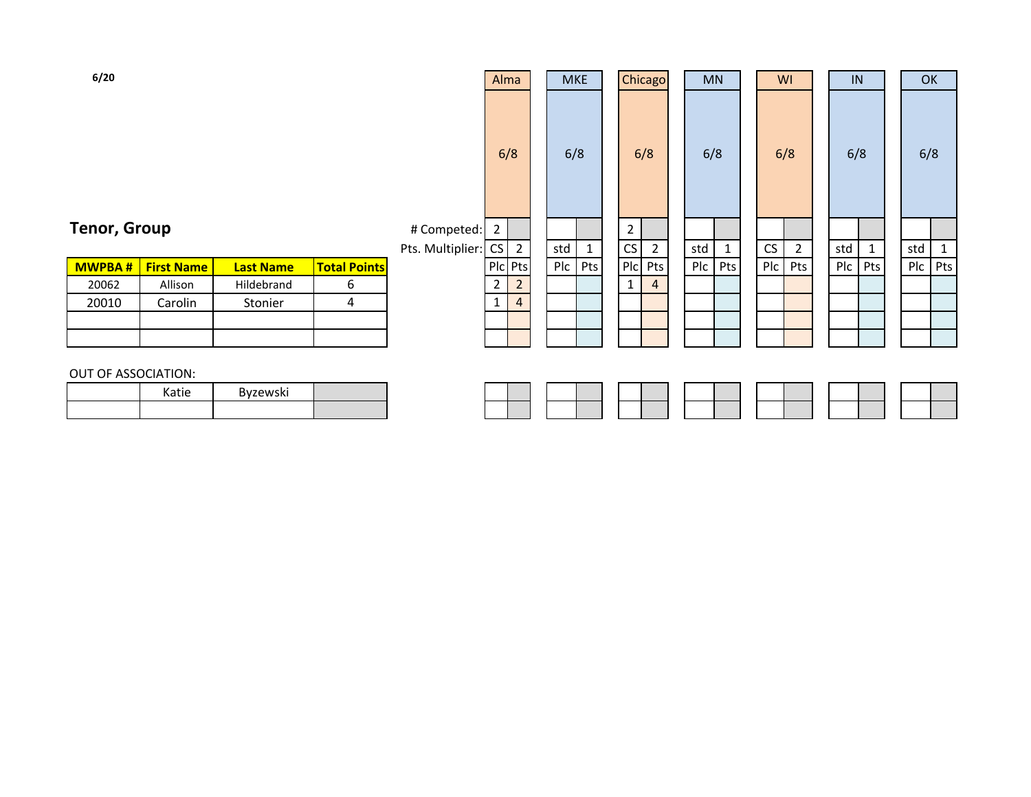6/20

## Tenor, Group

| MWPBA # | First Name | Last Name | Total Points |
|---|---|---|---|
| 20062 | Allison | Hildebrand | 6 |
| 20010 | Carolin | Stonier | 4 |
| | | | |
| | | | |

OUT OF ASSOCIATION:

| | First Name | Last Name | |
|---|---|---|---|
| | Katie | Byzewski | |
| | | | |

| | Alma | | MKE | | Chicago | | MN | | WI | | IN | | OK | |
|---|---|---|---|---|---|---|---|---|---|---|---|---|---|---|
| | 6/8 | | 6/8 | | 6/8 | | 6/8 | | 6/8 | | 6/8 | | 6/8 | |
| # Competed: | 2 | | | | 2 | | | | | | | | | |
| Pts. Multiplier: | CS | 2 | std | 1 | CS | 2 | std | 1 | CS | 2 | std | 1 | std | 1 |
| | Plc | Pts | Plc | Pts | Plc | Pts | Plc | Pts | Plc | Pts | Plc | Pts | Plc | Pts |
| Allison Hildebrand | 2 | 2 | | | 1 | 4 | | | | | | | | |
| Carolin Stonier | 1 | 4 | | | | | | | | | | | | |
| | | | | | | | | | | | | | | |
| | | | | | | | | | | | | | | |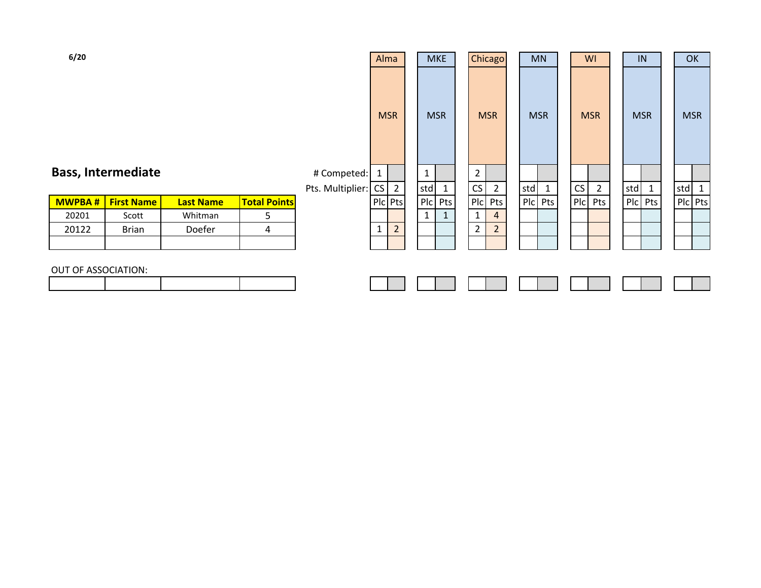6/20

## Bass, Intermediate

| | | | | Alma | | MKE | | Chicago | | MN | | WI | | IN | | OK | |
|---|---|---|---|---|---|---|---|---|---|---|---|---|---|---|---|---|---|
| | | | | MSR | | MSR | | MSR | | MSR | | MSR | | MSR | | MSR | |
| | | | # Competed: | 1 | | 1 | | 2 | | | | | | | | | |
| | | | Pts. Multiplier: | CS | 2 | std | 1 | CS | 2 | std | 1 | CS | 2 | std | 1 | std | 1 |
| MWPBA # | First Name | Last Name | Total Points | Plc | Pts | Plc | Pts | Plc | Pts | Plc | Pts | Plc | Pts | Plc | Pts | Plc | Pts |
| 20201 | Scott | Whitman | 5 | | | 1 | 1 | 1 | 4 | | | | | | | | |
| 20122 | Brian | Doefer | 4 | 1 | 2 | | | 2 | 2 | | | | | | | | |
| | | | | | | | | | | | | | | | | | |

OUT OF ASSOCIATION:

| | | | | | | | | | | | | | | | | | |
|---|---|---|---|---|---|---|---|---|---|---|---|---|---|---|---|---|---|
| | | | | | | | | | | | | | | | | | |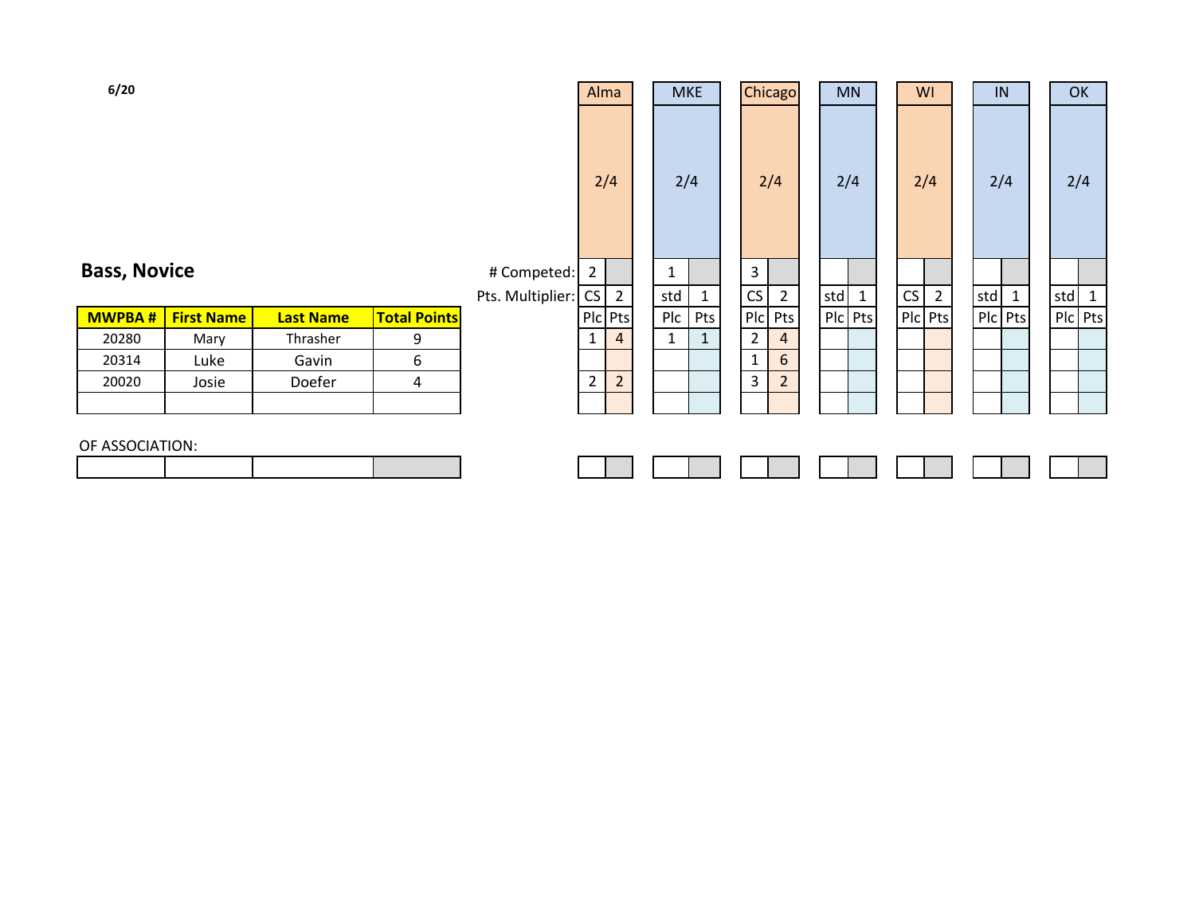6/20

## Bass, Novice

| | | | | Alma | | MKE | | Chicago | | MN | | WI | | IN | | OK | |
|---|---|---|---|---|---|---|---|---|---|---|---|---|---|---|---|---|---|
| | | | | 2/4 | | 2/4 | | 2/4 | | 2/4 | | 2/4 | | 2/4 | | 2/4 | |
| | | | # Competed: | 2 | | 1 | | 3 | | | | | | | | | |
| | | | Pts. Multiplier: | CS | 2 | std | 1 | CS | 2 | std | 1 | CS | 2 | std | 1 | std | 1 |
| **MWPBA #** | **First Name** | **Last Name** | **Total Points** | Plc | Pts | Plc | Pts | Plc | Pts | Plc | Pts | Plc | Pts | Plc | Pts | Plc | Pts |
| 20280 | Mary | Thrasher | 9 | 1 | 4 | 1 | 1 | 2 | 4 | | | | | | | | |
| 20314 | Luke | Gavin | 6 | | | | | 1 | 6 | | | | | | | | |
| 20020 | Josie | Doefer | 4 | 2 | 2 | | | 3 | 2 | | | | | | | | |
| | | | | | | | | | | | | | | | | | |

OF ASSOCIATION:

| | | | | | | | | | | | | | | | | | |
|---|---|---|---|---|---|---|---|---|---|---|---|---|---|---|---|---|---|
| | | | | | | | | | | | | | | | | | |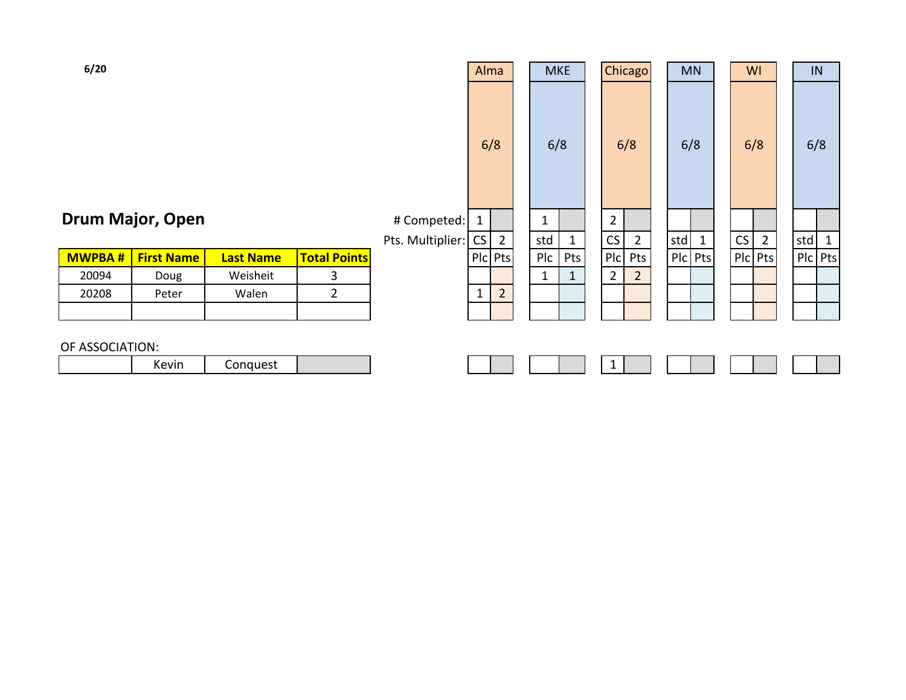6/20

## Drum Major, Open

| | | | | Alma | | MKE | | Chicago | | MN | | WI | | IN | |
|---|---|---|---|---|---|---|---|---|---|---|---|---|---|---|---|
| | | | | 6/8 | | 6/8 | | 6/8 | | 6/8 | | 6/8 | | 6/8 | |
| | | | # Competed: | 1 | | 1 | | 2 | | | | | | | |
| | | | Pts. Multiplier: | CS | 2 | std | 1 | CS | 2 | std | 1 | CS | 2 | std | 1 |
| **MWPBA #** | **First Name** | **Last Name** | **Total Points** | Plc | Pts | Plc | Pts | Plc | Pts | Plc | Pts | Plc | Pts | Plc | Pts |
| 20094 | Doug | Weisheit | 3 | | | 1 | 1 | 2 | 2 | | | | | | |
| 20208 | Peter | Walen | 2 | 1 | 2 | | | | | | | | | | |
| | | | | | | | | | | | | | | | |

OF ASSOCIATION:

| | | | | Alma | | MKE | | Chicago | | MN | | WI | | IN | |
|---|---|---|---|---|---|---|---|---|---|---|---|---|---|---|---|
| | Kevin | Conquest | | | | | | 1 | | | | | | | |